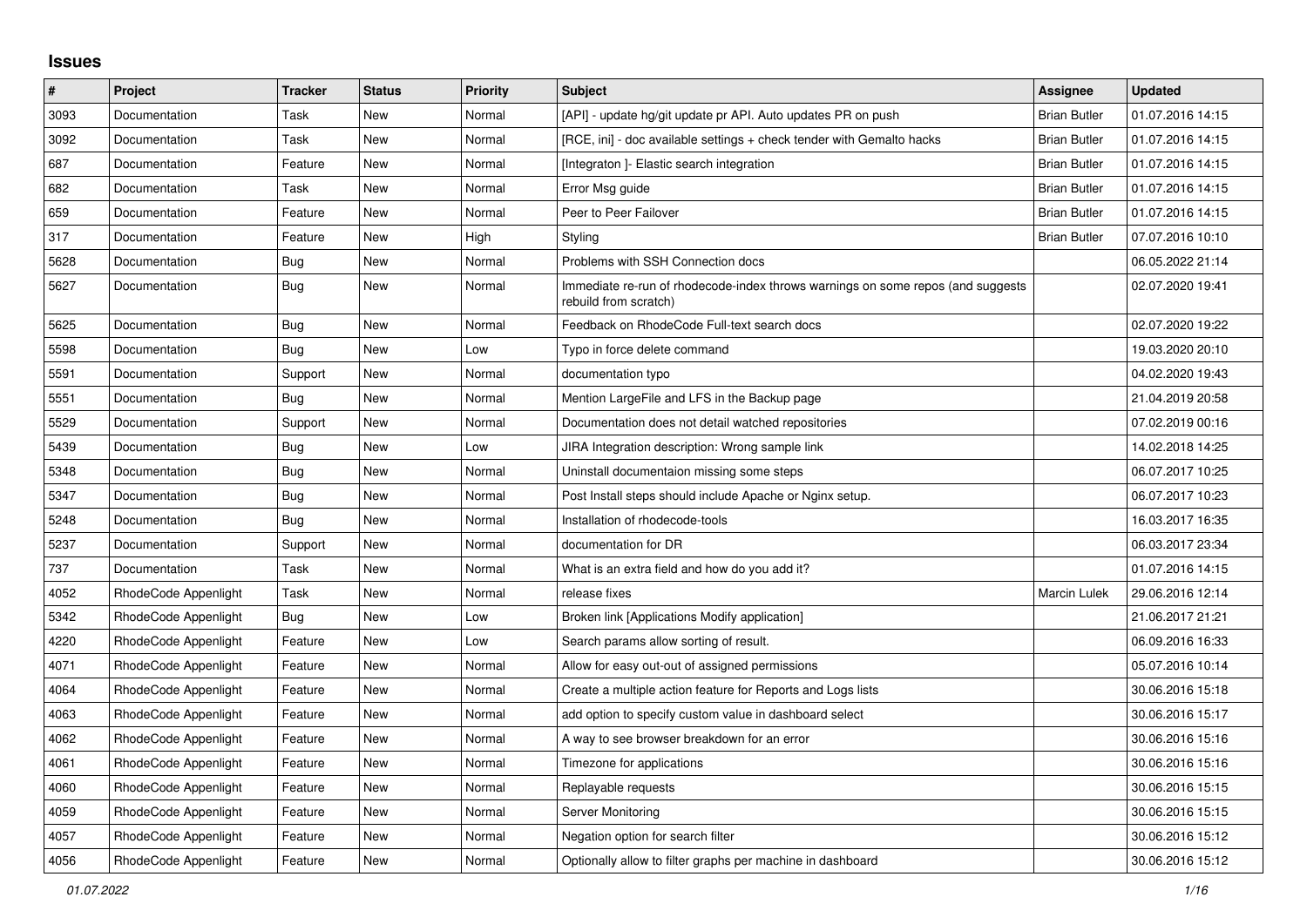# Issues

| # | Project | Tracker | Status | Priority | Subject | Assignee | Updated |
|---|---|---|---|---|---|---|---|
| 3093 | Documentation | Task | New | Normal | [API] - update hg/git update pr API. Auto updates PR on push | Brian Butler | 01.07.2016 14:15 |
| 3092 | Documentation | Task | New | Normal | [RCE, ini] - doc available settings + check tender with Gemalto hacks | Brian Butler | 01.07.2016 14:15 |
| 687 | Documentation | Feature | New | Normal | [Integraton ]- Elastic search integration | Brian Butler | 01.07.2016 14:15 |
| 682 | Documentation | Task | New | Normal | Error Msg guide | Brian Butler | 01.07.2016 14:15 |
| 659 | Documentation | Feature | New | Normal | Peer to Peer Failover | Brian Butler | 01.07.2016 14:15 |
| 317 | Documentation | Feature | New | High | Styling | Brian Butler | 07.07.2016 10:10 |
| 5628 | Documentation | Bug | New | Normal | Problems with SSH Connection docs | | 06.05.2022 21:14 |
| 5627 | Documentation | Bug | New | Normal | Immediate re-run of rhodecode-index throws warnings on some repos (and suggests rebuild from scratch) | | 02.07.2020 19:41 |
| 5625 | Documentation | Bug | New | Normal | Feedback on RhodeCode Full-text search docs | | 02.07.2020 19:22 |
| 5598 | Documentation | Bug | New | Low | Typo in force delete command | | 19.03.2020 20:10 |
| 5591 | Documentation | Support | New | Normal | documentation typo | | 04.02.2020 19:43 |
| 5551 | Documentation | Bug | New | Normal | Mention LargeFile and LFS in the Backup page | | 21.04.2019 20:58 |
| 5529 | Documentation | Support | New | Normal | Documentation does not detail watched repositories | | 07.02.2019 00:16 |
| 5439 | Documentation | Bug | New | Low | JIRA Integration description: Wrong sample link | | 14.02.2018 14:25 |
| 5348 | Documentation | Bug | New | Normal | Uninstall documentaion missing some steps | | 06.07.2017 10:25 |
| 5347 | Documentation | Bug | New | Normal | Post Install steps should include Apache or Nginx setup. | | 06.07.2017 10:23 |
| 5248 | Documentation | Bug | New | Normal | Installation of rhodecode-tools | | 16.03.2017 16:35 |
| 5237 | Documentation | Support | New | Normal | documentation for DR | | 06.03.2017 23:34 |
| 737 | Documentation | Task | New | Normal | What is an extra field and how do you add it? | | 01.07.2016 14:15 |
| 4052 | RhodeCode Appenlight | Task | New | Normal | release fixes | Marcin Lulek | 29.06.2016 12:14 |
| 5342 | RhodeCode Appenlight | Bug | New | Low | Broken link [Applications Modify application] | | 21.06.2017 21:21 |
| 4220 | RhodeCode Appenlight | Feature | New | Low | Search params allow sorting of result. | | 06.09.2016 16:33 |
| 4071 | RhodeCode Appenlight | Feature | New | Normal | Allow for easy out-out of assigned permissions | | 05.07.2016 10:14 |
| 4064 | RhodeCode Appenlight | Feature | New | Normal | Create a multiple action feature for Reports and Logs lists | | 30.06.2016 15:18 |
| 4063 | RhodeCode Appenlight | Feature | New | Normal | add option to specify custom value in dashboard select | | 30.06.2016 15:17 |
| 4062 | RhodeCode Appenlight | Feature | New | Normal | A way to see browser breakdown for an error | | 30.06.2016 15:16 |
| 4061 | RhodeCode Appenlight | Feature | New | Normal | Timezone for applications | | 30.06.2016 15:16 |
| 4060 | RhodeCode Appenlight | Feature | New | Normal | Replayable requests | | 30.06.2016 15:15 |
| 4059 | RhodeCode Appenlight | Feature | New | Normal | Server Monitoring | | 30.06.2016 15:15 |
| 4057 | RhodeCode Appenlight | Feature | New | Normal | Negation option for search filter | | 30.06.2016 15:12 |
| 4056 | RhodeCode Appenlight | Feature | New | Normal | Optionally allow to filter graphs per machine in dashboard | | 30.06.2016 15:12 |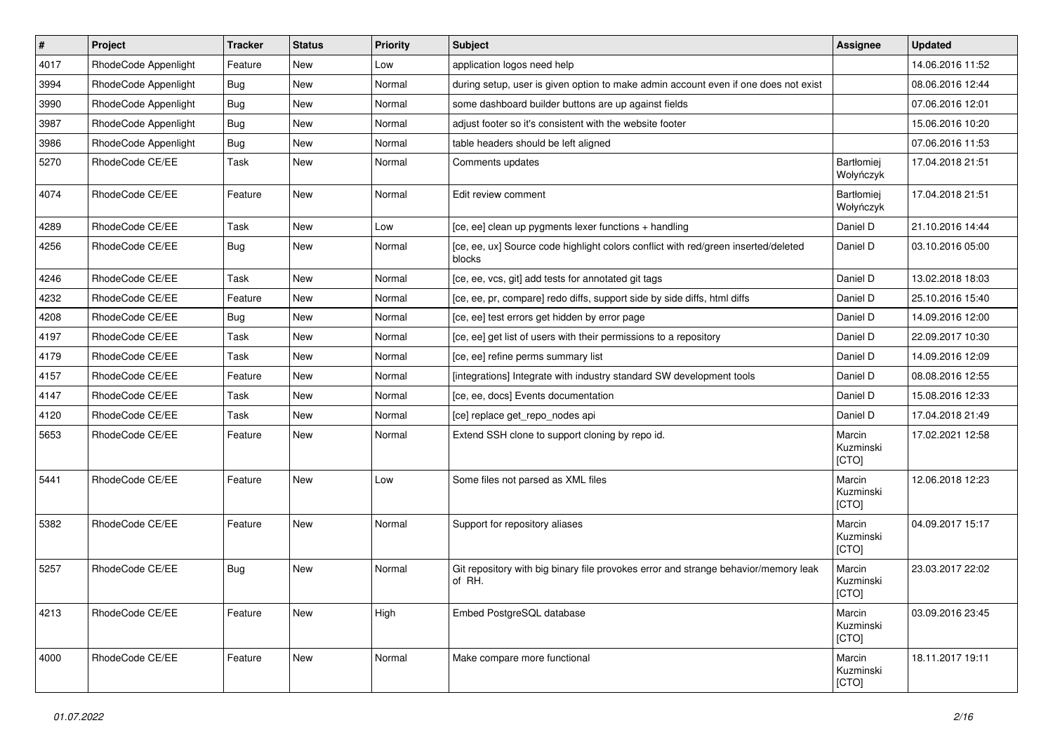| # | Project | Tracker | Status | Priority | Subject | Assignee | Updated |
| --- | --- | --- | --- | --- | --- | --- | --- |
| 4017 | RhodeCode Appenlight | Feature | New | Low | application logos need help | | 14.06.2016 11:52 |
| 3994 | RhodeCode Appenlight | Bug | New | Normal | during setup, user is given option to make admin account even if one does not exist | | 08.06.2016 12:44 |
| 3990 | RhodeCode Appenlight | Bug | New | Normal | some dashboard builder buttons are up against fields | | 07.06.2016 12:01 |
| 3987 | RhodeCode Appenlight | Bug | New | Normal | adjust footer so it's consistent with the website footer | | 15.06.2016 10:20 |
| 3986 | RhodeCode Appenlight | Bug | New | Normal | table headers should be left aligned | | 07.06.2016 11:53 |
| 5270 | RhodeCode CE/EE | Task | New | Normal | Comments updates | Bartłomiej Wołyńczyk | 17.04.2018 21:51 |
| 4074 | RhodeCode CE/EE | Feature | New | Normal | Edit review comment | Bartłomiej Wołyńczyk | 17.04.2018 21:51 |
| 4289 | RhodeCode CE/EE | Task | New | Low | [ce, ee] clean up pygments lexer functions + handling | Daniel D | 21.10.2016 14:44 |
| 4256 | RhodeCode CE/EE | Bug | New | Normal | [ce, ee, ux] Source code highlight colors conflict with red/green inserted/deleted blocks | Daniel D | 03.10.2016 05:00 |
| 4246 | RhodeCode CE/EE | Task | New | Normal | [ce, ee, vcs, git] add tests for annotated git tags | Daniel D | 13.02.2018 18:03 |
| 4232 | RhodeCode CE/EE | Feature | New | Normal | [ce, ee, pr, compare] redo diffs, support side by side diffs, html diffs | Daniel D | 25.10.2016 15:40 |
| 4208 | RhodeCode CE/EE | Bug | New | Normal | [ce, ee] test errors get hidden by error page | Daniel D | 14.09.2016 12:00 |
| 4197 | RhodeCode CE/EE | Task | New | Normal | [ce, ee] get list of users with their permissions to a repository | Daniel D | 22.09.2017 10:30 |
| 4179 | RhodeCode CE/EE | Task | New | Normal | [ce, ee] refine perms summary list | Daniel D | 14.09.2016 12:09 |
| 4157 | RhodeCode CE/EE | Feature | New | Normal | [integrations] Integrate with industry standard SW development tools | Daniel D | 08.08.2016 12:55 |
| 4147 | RhodeCode CE/EE | Task | New | Normal | [ce, ee, docs] Events documentation | Daniel D | 15.08.2016 12:33 |
| 4120 | RhodeCode CE/EE | Task | New | Normal | [ce] replace get_repo_nodes api | Daniel D | 17.04.2018 21:49 |
| 5653 | RhodeCode CE/EE | Feature | New | Normal | Extend SSH clone to support cloning by repo id. | Marcin Kuzminski [CTO] | 17.02.2021 12:58 |
| 5441 | RhodeCode CE/EE | Feature | New | Low | Some files not parsed as XML files | Marcin Kuzminski [CTO] | 12.06.2018 12:23 |
| 5382 | RhodeCode CE/EE | Feature | New | Normal | Support for repository aliases | Marcin Kuzminski [CTO] | 04.09.2017 15:17 |
| 5257 | RhodeCode CE/EE | Bug | New | Normal | Git repository with big binary file provokes error and strange behavior/memory leak of RH. | Marcin Kuzminski [CTO] | 23.03.2017 22:02 |
| 4213 | RhodeCode CE/EE | Feature | New | High | Embed PostgreSQL database | Marcin Kuzminski [CTO] | 03.09.2016 23:45 |
| 4000 | RhodeCode CE/EE | Feature | New | Normal | Make compare more functional | Marcin Kuzminski [CTO] | 18.11.2017 19:11 |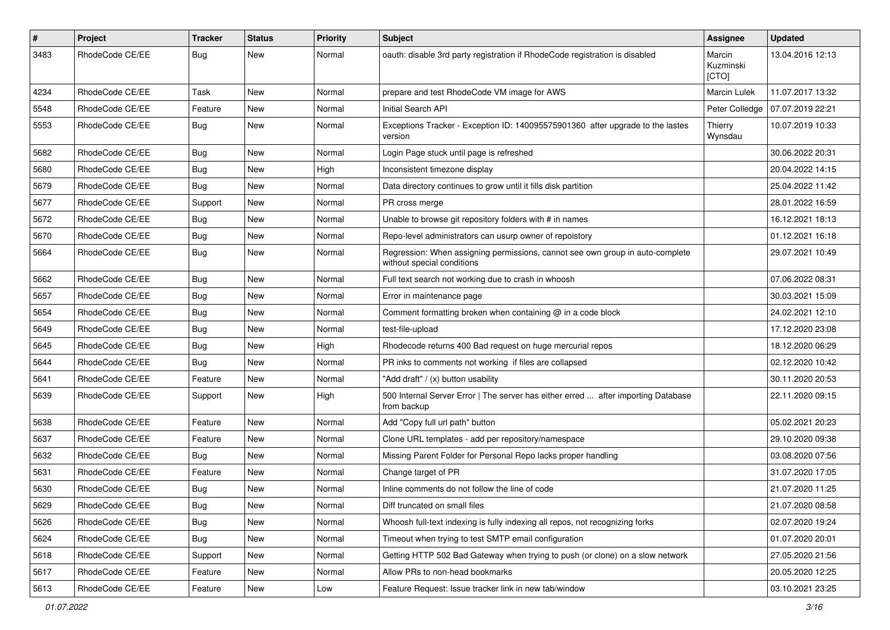| # | Project | Tracker | Status | Priority | Subject | Assignee | Updated |
|---|---|---|---|---|---|---|---|
| 3483 | RhodeCode CE/EE | Bug | New | Normal | oauth: disable 3rd party registration if RhodeCode registration is disabled | Marcin Kuzminski [CTO] | 13.04.2016 12:13 |
| 4234 | RhodeCode CE/EE | Task | New | Normal | prepare and test RhodeCode VM image for AWS | Marcin Lulek | 11.07.2017 13:32 |
| 5548 | RhodeCode CE/EE | Feature | New | Normal | Initial Search API | Peter Colledge | 07.07.2019 22:21 |
| 5553 | RhodeCode CE/EE | Bug | New | Normal | Exceptions Tracker - Exception ID: 140095575901360 after upgrade to the lastes version | Thierry Wynsdau | 10.07.2019 10:33 |
| 5682 | RhodeCode CE/EE | Bug | New | Normal | Login Page stuck until page is refreshed | | 30.06.2022 20:31 |
| 5680 | RhodeCode CE/EE | Bug | New | High | Inconsistent timezone display | | 20.04.2022 14:15 |
| 5679 | RhodeCode CE/EE | Bug | New | Normal | Data directory continues to grow until it fills disk partition | | 25.04.2022 11:42 |
| 5677 | RhodeCode CE/EE | Support | New | Normal | PR cross merge | | 28.01.2022 16:59 |
| 5672 | RhodeCode CE/EE | Bug | New | Normal | Unable to browse git repository folders with # in names | | 16.12.2021 18:13 |
| 5670 | RhodeCode CE/EE | Bug | New | Normal | Repo-level administrators can usurp owner of repoistory | | 01.12.2021 16:18 |
| 5664 | RhodeCode CE/EE | Bug | New | Normal | Regression: When assigning permissions, cannot see own group in auto-complete without special conditions | | 29.07.2021 10:49 |
| 5662 | RhodeCode CE/EE | Bug | New | Normal | Full text search not working due to crash in whoosh | | 07.06.2022 08:31 |
| 5657 | RhodeCode CE/EE | Bug | New | Normal | Error in maintenance page | | 30.03.2021 15:09 |
| 5654 | RhodeCode CE/EE | Bug | New | Normal | Comment formatting broken when containing @ in a code block | | 24.02.2021 12:10 |
| 5649 | RhodeCode CE/EE | Bug | New | Normal | test-file-upload | | 17.12.2020 23:08 |
| 5645 | RhodeCode CE/EE | Bug | New | High | Rhodecode returns 400 Bad request on huge mercurial repos | | 18.12.2020 06:29 |
| 5644 | RhodeCode CE/EE | Bug | New | Normal | PR inks to comments not working if files are collapsed | | 02.12.2020 10:42 |
| 5641 | RhodeCode CE/EE | Feature | New | Normal | "Add draft" / (x) button usability | | 30.11.2020 20:53 |
| 5639 | RhodeCode CE/EE | Support | New | High | 500 Internal Server Error \| The server has either erred ... after importing Database from backup | | 22.11.2020 09:15 |
| 5638 | RhodeCode CE/EE | Feature | New | Normal | Add "Copy full url path" button | | 05.02.2021 20:23 |
| 5637 | RhodeCode CE/EE | Feature | New | Normal | Clone URL templates - add per repository/namespace | | 29.10.2020 09:38 |
| 5632 | RhodeCode CE/EE | Bug | New | Normal | Missing Parent Folder for Personal Repo lacks proper handling | | 03.08.2020 07:56 |
| 5631 | RhodeCode CE/EE | Feature | New | Normal | Change target of PR | | 31.07.2020 17:05 |
| 5630 | RhodeCode CE/EE | Bug | New | Normal | Inline comments do not follow the line of code | | 21.07.2020 11:25 |
| 5629 | RhodeCode CE/EE | Bug | New | Normal | Diff truncated on small files | | 21.07.2020 08:58 |
| 5626 | RhodeCode CE/EE | Bug | New | Normal | Whoosh full-text indexing is fully indexing all repos, not recognizing forks | | 02.07.2020 19:24 |
| 5624 | RhodeCode CE/EE | Bug | New | Normal | Timeout when trying to test SMTP email configuration | | 01.07.2020 20:01 |
| 5618 | RhodeCode CE/EE | Support | New | Normal | Getting HTTP 502 Bad Gateway when trying to push (or clone) on a slow network | | 27.05.2020 21:56 |
| 5617 | RhodeCode CE/EE | Feature | New | Normal | Allow PRs to non-head bookmarks | | 20.05.2020 12:25 |
| 5613 | RhodeCode CE/EE | Feature | New | Low | Feature Request: Issue tracker link in new tab/window | | 03.10.2021 23:25 |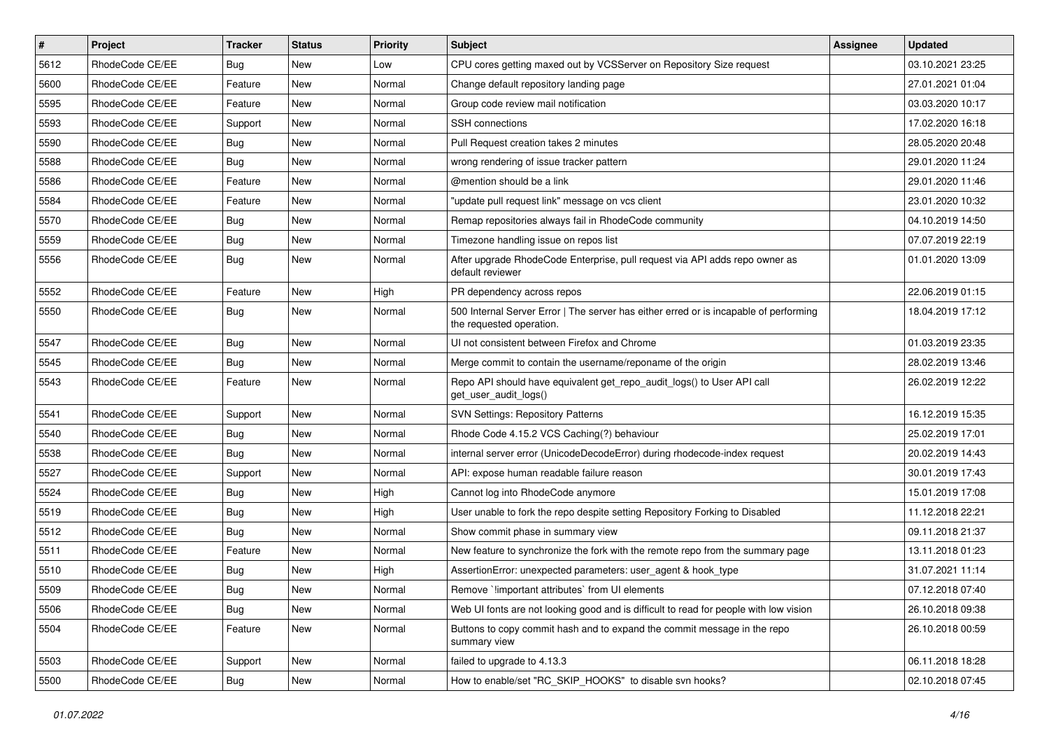| # | Project | Tracker | Status | Priority | Subject | Assignee | Updated |
|---|---|---|---|---|---|---|---|
| 5612 | RhodeCode CE/EE | Bug | New | Low | CPU cores getting maxed out by VCSServer on Repository Size request | | 03.10.2021 23:25 |
| 5600 | RhodeCode CE/EE | Feature | New | Normal | Change default repository landing page | | 27.01.2021 01:04 |
| 5595 | RhodeCode CE/EE | Feature | New | Normal | Group code review mail notification | | 03.03.2020 10:17 |
| 5593 | RhodeCode CE/EE | Support | New | Normal | SSH connections | | 17.02.2020 16:18 |
| 5590 | RhodeCode CE/EE | Bug | New | Normal | Pull Request creation takes 2 minutes | | 28.05.2020 20:48 |
| 5588 | RhodeCode CE/EE | Bug | New | Normal | wrong rendering of issue tracker pattern | | 29.01.2020 11:24 |
| 5586 | RhodeCode CE/EE | Feature | New | Normal | @mention should be a link | | 29.01.2020 11:46 |
| 5584 | RhodeCode CE/EE | Feature | New | Normal | "update pull request link" message on vcs client | | 23.01.2020 10:32 |
| 5570 | RhodeCode CE/EE | Bug | New | Normal | Remap repositories always fail in RhodeCode community | | 04.10.2019 14:50 |
| 5559 | RhodeCode CE/EE | Bug | New | Normal | Timezone handling issue on repos list | | 07.07.2019 22:19 |
| 5556 | RhodeCode CE/EE | Bug | New | Normal | After upgrade RhodeCode Enterprise, pull request via API adds repo owner as default reviewer | | 01.01.2020 13:09 |
| 5552 | RhodeCode CE/EE | Feature | New | High | PR dependency across repos | | 22.06.2019 01:15 |
| 5550 | RhodeCode CE/EE | Bug | New | Normal | 500 Internal Server Error \| The server has either erred or is incapable of performing the requested operation. | | 18.04.2019 17:12 |
| 5547 | RhodeCode CE/EE | Bug | New | Normal | UI not consistent between Firefox and Chrome | | 01.03.2019 23:35 |
| 5545 | RhodeCode CE/EE | Bug | New | Normal | Merge commit to contain the username/reponame of the origin | | 28.02.2019 13:46 |
| 5543 | RhodeCode CE/EE | Feature | New | Normal | Repo API should have equivalent get_repo_audit_logs() to User API call get_user_audit_logs() | | 26.02.2019 12:22 |
| 5541 | RhodeCode CE/EE | Support | New | Normal | SVN Settings: Repository Patterns | | 16.12.2019 15:35 |
| 5540 | RhodeCode CE/EE | Bug | New | Normal | Rhode Code 4.15.2 VCS Caching(?) behaviour | | 25.02.2019 17:01 |
| 5538 | RhodeCode CE/EE | Bug | New | Normal | internal server error (UnicodeDecodeError) during rhodecode-index request | | 20.02.2019 14:43 |
| 5527 | RhodeCode CE/EE | Support | New | Normal | API: expose human readable failure reason | | 30.01.2019 17:43 |
| 5524 | RhodeCode CE/EE | Bug | New | High | Cannot log into RhodeCode anymore | | 15.01.2019 17:08 |
| 5519 | RhodeCode CE/EE | Bug | New | High | User unable to fork the repo despite setting Repository Forking to Disabled | | 11.12.2018 22:21 |
| 5512 | RhodeCode CE/EE | Bug | New | Normal | Show commit phase in summary view | | 09.11.2018 21:37 |
| 5511 | RhodeCode CE/EE | Feature | New | Normal | New feature to synchronize the fork with the remote repo from the summary page | | 13.11.2018 01:23 |
| 5510 | RhodeCode CE/EE | Bug | New | High | AssertionError: unexpected parameters: user_agent & hook_type | | 31.07.2021 11:14 |
| 5509 | RhodeCode CE/EE | Bug | New | Normal | Remove `!important attributes` from UI elements | | 07.12.2018 07:40 |
| 5506 | RhodeCode CE/EE | Bug | New | Normal | Web UI fonts are not looking good and is difficult to read for people with low vision | | 26.10.2018 09:38 |
| 5504 | RhodeCode CE/EE | Feature | New | Normal | Buttons to copy commit hash and to expand the commit message in the repo summary view | | 26.10.2018 00:59 |
| 5503 | RhodeCode CE/EE | Support | New | Normal | failed to upgrade to 4.13.3 | | 06.11.2018 18:28 |
| 5500 | RhodeCode CE/EE | Bug | New | Normal | How to enable/set "RC_SKIP_HOOKS" to disable svn hooks? | | 02.10.2018 07:45 |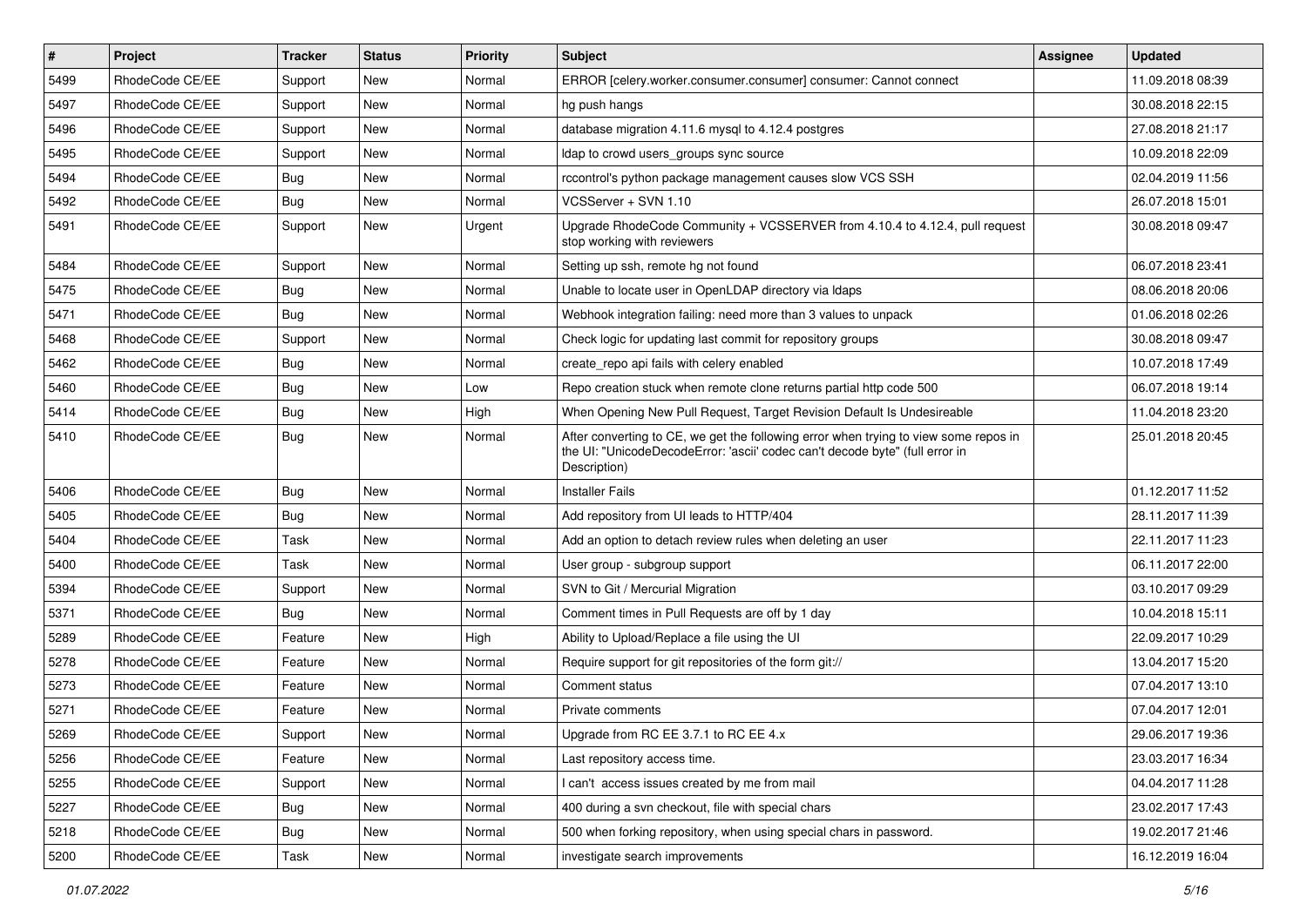| # | Project | Tracker | Status | Priority | Subject | Assignee | Updated |
|---|---|---|---|---|---|---|---|
| 5499 | RhodeCode CE/EE | Support | New | Normal | ERROR [celery.worker.consumer.consumer] consumer: Cannot connect | | 11.09.2018 08:39 |
| 5497 | RhodeCode CE/EE | Support | New | Normal | hg push hangs | | 30.08.2018 22:15 |
| 5496 | RhodeCode CE/EE | Support | New | Normal | database migration 4.11.6 mysql to 4.12.4 postgres | | 27.08.2018 21:17 |
| 5495 | RhodeCode CE/EE | Support | New | Normal | ldap to crowd users_groups sync source | | 10.09.2018 22:09 |
| 5494 | RhodeCode CE/EE | Bug | New | Normal | rccontrol's python package management causes slow VCS SSH | | 02.04.2019 11:56 |
| 5492 | RhodeCode CE/EE | Bug | New | Normal | VCSServer + SVN 1.10 | | 26.07.2018 15:01 |
| 5491 | RhodeCode CE/EE | Support | New | Urgent | Upgrade RhodeCode Community + VCSSERVER from 4.10.4 to 4.12.4, pull request stop working with reviewers | | 30.08.2018 09:47 |
| 5484 | RhodeCode CE/EE | Support | New | Normal | Setting up ssh, remote hg not found | | 06.07.2018 23:41 |
| 5475 | RhodeCode CE/EE | Bug | New | Normal | Unable to locate user in OpenLDAP directory via ldaps | | 08.06.2018 20:06 |
| 5471 | RhodeCode CE/EE | Bug | New | Normal | Webhook integration failing: need more than 3 values to unpack | | 01.06.2018 02:26 |
| 5468 | RhodeCode CE/EE | Support | New | Normal | Check logic for updating last commit for repository groups | | 30.08.2018 09:47 |
| 5462 | RhodeCode CE/EE | Bug | New | Normal | create_repo api fails with celery enabled | | 10.07.2018 17:49 |
| 5460 | RhodeCode CE/EE | Bug | New | Low | Repo creation stuck when remote clone returns partial http code 500 | | 06.07.2018 19:14 |
| 5414 | RhodeCode CE/EE | Bug | New | High | When Opening New Pull Request, Target Revision Default Is Undesireable | | 11.04.2018 23:20 |
| 5410 | RhodeCode CE/EE | Bug | New | Normal | After converting to CE, we get the following error when trying to view some repos in the UI: "UnicodeDecodeError: 'ascii' codec can't decode byte" (full error in Description) | | 25.01.2018 20:45 |
| 5406 | RhodeCode CE/EE | Bug | New | Normal | Installer Fails | | 01.12.2017 11:52 |
| 5405 | RhodeCode CE/EE | Bug | New | Normal | Add repository from UI leads to HTTP/404 | | 28.11.2017 11:39 |
| 5404 | RhodeCode CE/EE | Task | New | Normal | Add an option to detach review rules when deleting an user | | 22.11.2017 11:23 |
| 5400 | RhodeCode CE/EE | Task | New | Normal | User group - subgroup support | | 06.11.2017 22:00 |
| 5394 | RhodeCode CE/EE | Support | New | Normal | SVN to Git / Mercurial Migration | | 03.10.2017 09:29 |
| 5371 | RhodeCode CE/EE | Bug | New | Normal | Comment times in Pull Requests are off by 1 day | | 10.04.2018 15:11 |
| 5289 | RhodeCode CE/EE | Feature | New | High | Ability to Upload/Replace a file using the UI | | 22.09.2017 10:29 |
| 5278 | RhodeCode CE/EE | Feature | New | Normal | Require support for git repositories of the form git:// | | 13.04.2017 15:20 |
| 5273 | RhodeCode CE/EE | Feature | New | Normal | Comment status | | 07.04.2017 13:10 |
| 5271 | RhodeCode CE/EE | Feature | New | Normal | Private comments | | 07.04.2017 12:01 |
| 5269 | RhodeCode CE/EE | Support | New | Normal | Upgrade from RC EE 3.7.1 to RC EE 4.x | | 29.06.2017 19:36 |
| 5256 | RhodeCode CE/EE | Feature | New | Normal | Last repository access time. | | 23.03.2017 16:34 |
| 5255 | RhodeCode CE/EE | Support | New | Normal | I can't access issues created by me from mail | | 04.04.2017 11:28 |
| 5227 | RhodeCode CE/EE | Bug | New | Normal | 400 during a svn checkout, file with special chars | | 23.02.2017 17:43 |
| 5218 | RhodeCode CE/EE | Bug | New | Normal | 500 when forking repository, when using special chars in password. | | 19.02.2017 21:46 |
| 5200 | RhodeCode CE/EE | Task | New | Normal | investigate search improvements | | 16.12.2019 16:04 |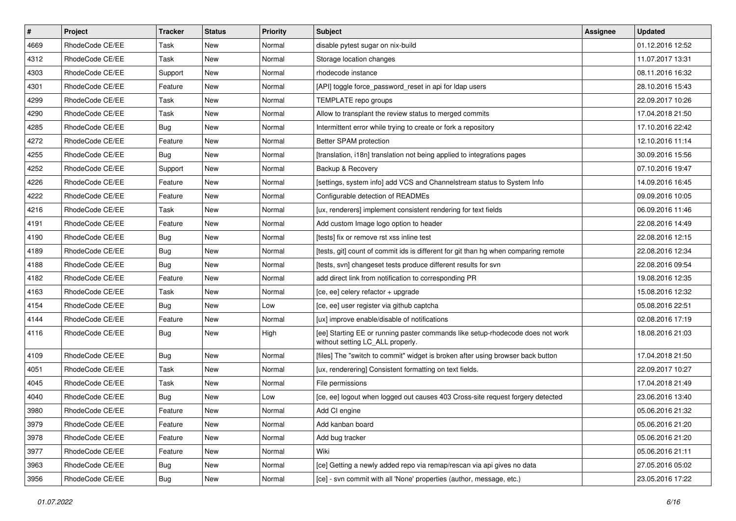| # | Project | Tracker | Status | Priority | Subject | Assignee | Updated |
|---|---|---|---|---|---|---|---|
| 4669 | RhodeCode CE/EE | Task | New | Normal | disable pytest sugar on nix-build | | 01.12.2016 12:52 |
| 4312 | RhodeCode CE/EE | Task | New | Normal | Storage location changes | | 11.07.2017 13:31 |
| 4303 | RhodeCode CE/EE | Support | New | Normal | rhodecode instance | | 08.11.2016 16:32 |
| 4301 | RhodeCode CE/EE | Feature | New | Normal | [API] toggle force_password_reset in api for ldap users | | 28.10.2016 15:43 |
| 4299 | RhodeCode CE/EE | Task | New | Normal | TEMPLATE repo groups | | 22.09.2017 10:26 |
| 4290 | RhodeCode CE/EE | Task | New | Normal | Allow to transplant the review status to merged commits | | 17.04.2018 21:50 |
| 4285 | RhodeCode CE/EE | Bug | New | Normal | Intermittent error while trying to create or fork a repository | | 17.10.2016 22:42 |
| 4272 | RhodeCode CE/EE | Feature | New | Normal | Better SPAM protection | | 12.10.2016 11:14 |
| 4255 | RhodeCode CE/EE | Bug | New | Normal | [translation, i18n] translation not being applied to integrations pages | | 30.09.2016 15:56 |
| 4252 | RhodeCode CE/EE | Support | New | Normal | Backup & Recovery | | 07.10.2016 19:47 |
| 4226 | RhodeCode CE/EE | Feature | New | Normal | [settings, system info] add VCS and Channelstream status to System Info | | 14.09.2016 16:45 |
| 4222 | RhodeCode CE/EE | Feature | New | Normal | Configurable detection of READMEs | | 09.09.2016 10:05 |
| 4216 | RhodeCode CE/EE | Task | New | Normal | [ux, renderers] implement consistent rendering for text fields | | 06.09.2016 11:46 |
| 4191 | RhodeCode CE/EE | Feature | New | Normal | Add custom Image logo option to header | | 22.08.2016 14:49 |
| 4190 | RhodeCode CE/EE | Bug | New | Normal | [tests] fix or remove rst xss inline test | | 22.08.2016 12:15 |
| 4189 | RhodeCode CE/EE | Bug | New | Normal | [tests, git] count of commit ids is different for git than hg when comparing remote | | 22.08.2016 12:34 |
| 4188 | RhodeCode CE/EE | Bug | New | Normal | [tests, svn] changeset tests produce different results for svn | | 22.08.2016 09:54 |
| 4182 | RhodeCode CE/EE | Feature | New | Normal | add direct link from notification to corresponding PR | | 19.08.2016 12:35 |
| 4163 | RhodeCode CE/EE | Task | New | Normal | [ce, ee] celery refactor + upgrade | | 15.08.2016 12:32 |
| 4154 | RhodeCode CE/EE | Bug | New | Low | [ce, ee] user register via github captcha | | 05.08.2016 22:51 |
| 4144 | RhodeCode CE/EE | Feature | New | Normal | [ux] improve enable/disable of notifications | | 02.08.2016 17:19 |
| 4116 | RhodeCode CE/EE | Bug | New | High | [ee] Starting EE or running paster commands like setup-rhodecode does not work without setting LC_ALL properly. | | 18.08.2016 21:03 |
| 4109 | RhodeCode CE/EE | Bug | New | Normal | [files] The "switch to commit" widget is broken after using browser back button | | 17.04.2018 21:50 |
| 4051 | RhodeCode CE/EE | Task | New | Normal | [ux, renderering] Consistent formatting on text fields. | | 22.09.2017 10:27 |
| 4045 | RhodeCode CE/EE | Task | New | Normal | File permissions | | 17.04.2018 21:49 |
| 4040 | RhodeCode CE/EE | Bug | New | Low | [ce, ee] logout when logged out causes 403 Cross-site request forgery detected | | 23.06.2016 13:40 |
| 3980 | RhodeCode CE/EE | Feature | New | Normal | Add CI engine | | 05.06.2016 21:32 |
| 3979 | RhodeCode CE/EE | Feature | New | Normal | Add kanban board | | 05.06.2016 21:20 |
| 3978 | RhodeCode CE/EE | Feature | New | Normal | Add bug tracker | | 05.06.2016 21:20 |
| 3977 | RhodeCode CE/EE | Feature | New | Normal | Wiki | | 05.06.2016 21:11 |
| 3963 | RhodeCode CE/EE | Bug | New | Normal | [ce] Getting a newly added repo via remap/rescan via api gives no data | | 27.05.2016 05:02 |
| 3956 | RhodeCode CE/EE | Bug | New | Normal | [ce] - svn commit with all 'None' properties (author, message, etc.) | | 23.05.2016 17:22 |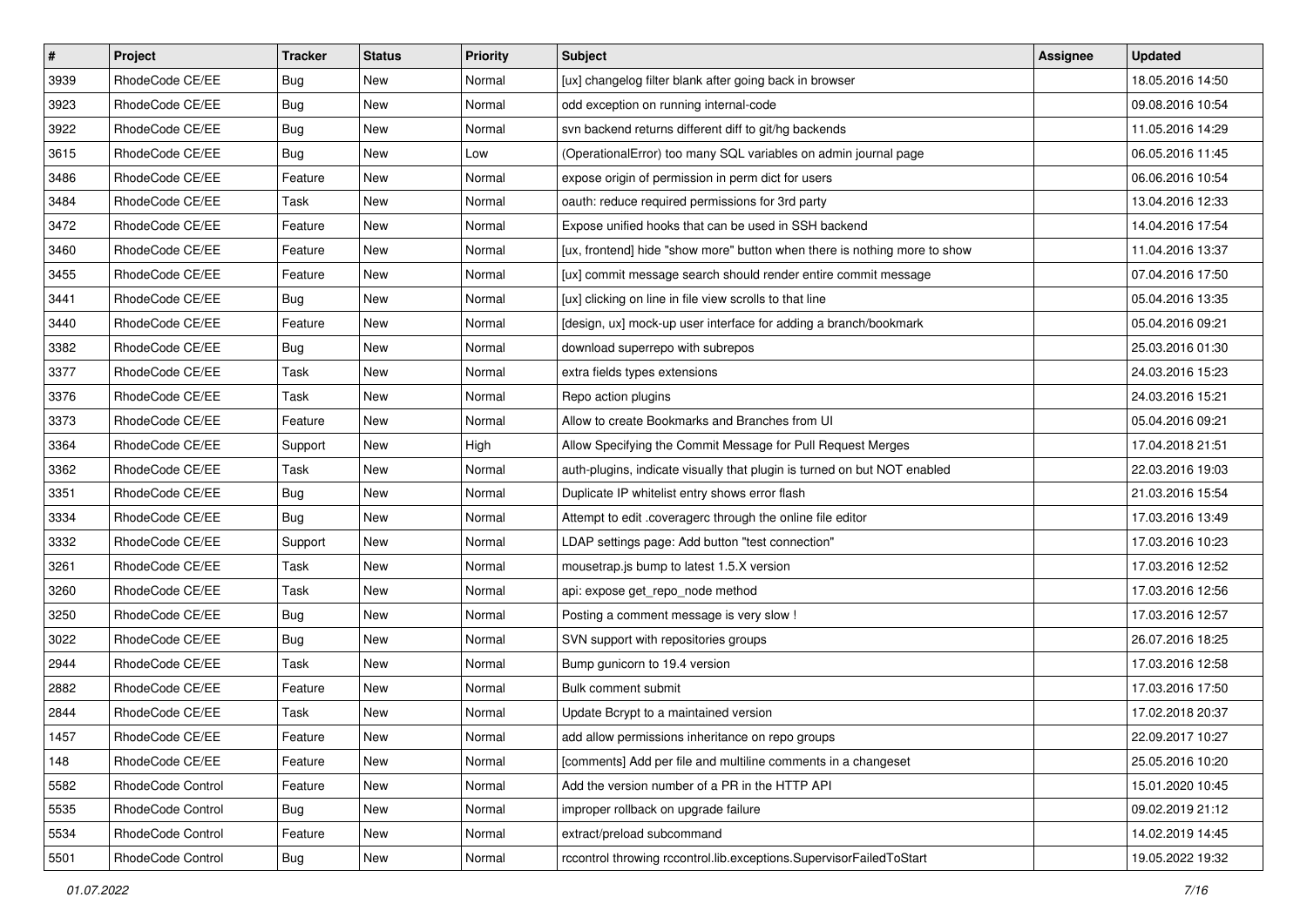| # | Project | Tracker | Status | Priority | Subject | Assignee | Updated |
|---|---|---|---|---|---|---|---|
| 3939 | RhodeCode CE/EE | Bug | New | Normal | [ux] changelog filter blank after going back in browser | | 18.05.2016 14:50 |
| 3923 | RhodeCode CE/EE | Bug | New | Normal | odd exception on running internal-code | | 09.08.2016 10:54 |
| 3922 | RhodeCode CE/EE | Bug | New | Normal | svn backend returns different diff to git/hg backends | | 11.05.2016 14:29 |
| 3615 | RhodeCode CE/EE | Bug | New | Low | (OperationalError) too many SQL variables on admin journal page | | 06.05.2016 11:45 |
| 3486 | RhodeCode CE/EE | Feature | New | Normal | expose origin of permission in perm dict for users | | 06.06.2016 10:54 |
| 3484 | RhodeCode CE/EE | Task | New | Normal | oauth: reduce required permissions for 3rd party | | 13.04.2016 12:33 |
| 3472 | RhodeCode CE/EE | Feature | New | Normal | Expose unified hooks that can be used in SSH backend | | 14.04.2016 17:54 |
| 3460 | RhodeCode CE/EE | Feature | New | Normal | [ux, frontend] hide "show more" button when there is nothing more to show | | 11.04.2016 13:37 |
| 3455 | RhodeCode CE/EE | Feature | New | Normal | [ux] commit message search should render entire commit message | | 07.04.2016 17:50 |
| 3441 | RhodeCode CE/EE | Bug | New | Normal | [ux] clicking on line in file view scrolls to that line | | 05.04.2016 13:35 |
| 3440 | RhodeCode CE/EE | Feature | New | Normal | [design, ux] mock-up user interface for adding a branch/bookmark | | 05.04.2016 09:21 |
| 3382 | RhodeCode CE/EE | Bug | New | Normal | download superrepo with subrepos | | 25.03.2016 01:30 |
| 3377 | RhodeCode CE/EE | Task | New | Normal | extra fields types extensions | | 24.03.2016 15:23 |
| 3376 | RhodeCode CE/EE | Task | New | Normal | Repo action plugins | | 24.03.2016 15:21 |
| 3373 | RhodeCode CE/EE | Feature | New | Normal | Allow to create Bookmarks and Branches from UI | | 05.04.2016 09:21 |
| 3364 | RhodeCode CE/EE | Support | New | High | Allow Specifying the Commit Message for Pull Request Merges | | 17.04.2018 21:51 |
| 3362 | RhodeCode CE/EE | Task | New | Normal | auth-plugins, indicate visually that plugin is turned on but NOT enabled | | 22.03.2016 19:03 |
| 3351 | RhodeCode CE/EE | Bug | New | Normal | Duplicate IP whitelist entry shows error flash | | 21.03.2016 15:54 |
| 3334 | RhodeCode CE/EE | Bug | New | Normal | Attempt to edit .coveragerc through the online file editor | | 17.03.2016 13:49 |
| 3332 | RhodeCode CE/EE | Support | New | Normal | LDAP settings page: Add button "test connection" | | 17.03.2016 10:23 |
| 3261 | RhodeCode CE/EE | Task | New | Normal | mousetrap.js bump to latest 1.5.X version | | 17.03.2016 12:52 |
| 3260 | RhodeCode CE/EE | Task | New | Normal | api: expose get_repo_node method | | 17.03.2016 12:56 |
| 3250 | RhodeCode CE/EE | Bug | New | Normal | Posting a comment message is very slow ! | | 17.03.2016 12:57 |
| 3022 | RhodeCode CE/EE | Bug | New | Normal | SVN support with repositories groups | | 26.07.2016 18:25 |
| 2944 | RhodeCode CE/EE | Task | New | Normal | Bump gunicorn to 19.4 version | | 17.03.2016 12:58 |
| 2882 | RhodeCode CE/EE | Feature | New | Normal | Bulk comment submit | | 17.03.2016 17:50 |
| 2844 | RhodeCode CE/EE | Task | New | Normal | Update Bcrypt to a maintained version | | 17.02.2018 20:37 |
| 1457 | RhodeCode CE/EE | Feature | New | Normal | add allow permissions inheritance on repo groups | | 22.09.2017 10:27 |
| 148 | RhodeCode CE/EE | Feature | New | Normal | [comments] Add per file and multiline comments in a changeset | | 25.05.2016 10:20 |
| 5582 | RhodeCode Control | Feature | New | Normal | Add the version number of a PR in the HTTP API | | 15.01.2020 10:45 |
| 5535 | RhodeCode Control | Bug | New | Normal | improper rollback on upgrade failure | | 09.02.2019 21:12 |
| 5534 | RhodeCode Control | Feature | New | Normal | extract/preload subcommand | | 14.02.2019 14:45 |
| 5501 | RhodeCode Control | Bug | New | Normal | rccontrol throwing rccontrol.lib.exceptions.SupervisorFailedToStart | | 19.05.2022 19:32 |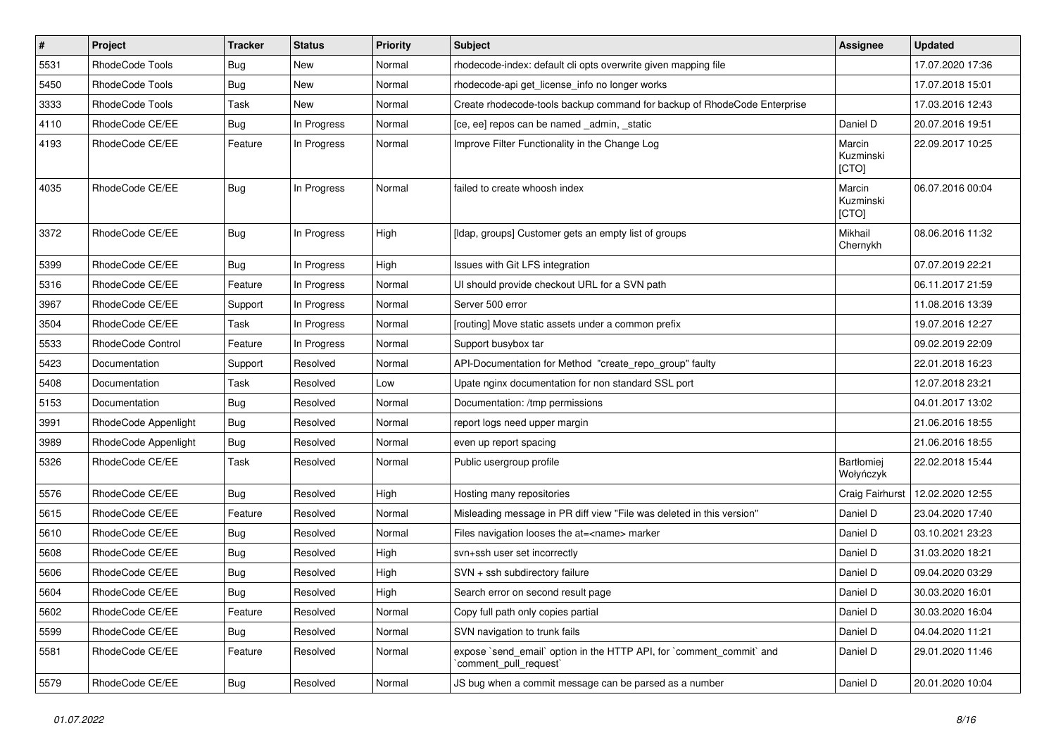| # | Project | Tracker | Status | Priority | Subject | Assignee | Updated |
|---|---|---|---|---|---|---|---|
| 5531 | RhodeCode Tools | Bug | New | Normal | rhodecode-index: default cli opts overwrite given mapping file | | 17.07.2020 17:36 |
| 5450 | RhodeCode Tools | Bug | New | Normal | rhodecode-api get_license_info no longer works | | 17.07.2018 15:01 |
| 3333 | RhodeCode Tools | Task | New | Normal | Create rhodecode-tools backup command for backup of RhodeCode Enterprise | | 17.03.2016 12:43 |
| 4110 | RhodeCode CE/EE | Bug | In Progress | Normal | [ce, ee] repos can be named _admin, _static | Daniel D | 20.07.2016 19:51 |
| 4193 | RhodeCode CE/EE | Feature | In Progress | Normal | Improve Filter Functionality in the Change Log | Marcin Kuzminski [CTO] | 22.09.2017 10:25 |
| 4035 | RhodeCode CE/EE | Bug | In Progress | Normal | failed to create whoosh index | Marcin Kuzminski [CTO] | 06.07.2016 00:04 |
| 3372 | RhodeCode CE/EE | Bug | In Progress | High | [ldap, groups] Customer gets an empty list of groups | Mikhail Chernykh | 08.06.2016 11:32 |
| 5399 | RhodeCode CE/EE | Bug | In Progress | High | Issues with Git LFS integration | | 07.07.2019 22:21 |
| 5316 | RhodeCode CE/EE | Feature | In Progress | Normal | UI should provide checkout URL for a SVN path | | 06.11.2017 21:59 |
| 3967 | RhodeCode CE/EE | Support | In Progress | Normal | Server 500 error | | 11.08.2016 13:39 |
| 3504 | RhodeCode CE/EE | Task | In Progress | Normal | [routing] Move static assets under a common prefix | | 19.07.2016 12:27 |
| 5533 | RhodeCode Control | Feature | In Progress | Normal | Support busybox tar | | 09.02.2019 22:09 |
| 5423 | Documentation | Support | Resolved | Normal | API-Documentation for Method "create_repo_group" faulty | | 22.01.2018 16:23 |
| 5408 | Documentation | Task | Resolved | Low | Upate nginx documentation for non standard SSL port | | 12.07.2018 23:21 |
| 5153 | Documentation | Bug | Resolved | Normal | Documentation: /tmp permissions | | 04.01.2017 13:02 |
| 3991 | RhodeCode Appenlight | Bug | Resolved | Normal | report logs need upper margin | | 21.06.2016 18:55 |
| 3989 | RhodeCode Appenlight | Bug | Resolved | Normal | even up report spacing | | 21.06.2016 18:55 |
| 5326 | RhodeCode CE/EE | Task | Resolved | Normal | Public usergroup profile | Bartłomiej Wołyńczyk | 22.02.2018 15:44 |
| 5576 | RhodeCode CE/EE | Bug | Resolved | High | Hosting many repositories | Craig Fairhurst | 12.02.2020 12:55 |
| 5615 | RhodeCode CE/EE | Feature | Resolved | Normal | Misleading message in PR diff view "File was deleted in this version" | Daniel D | 23.04.2020 17:40 |
| 5610 | RhodeCode CE/EE | Bug | Resolved | Normal | Files navigation looses the at=<name> marker | Daniel D | 03.10.2021 23:23 |
| 5608 | RhodeCode CE/EE | Bug | Resolved | High | svn+ssh user set incorrectly | Daniel D | 31.03.2020 18:21 |
| 5606 | RhodeCode CE/EE | Bug | Resolved | High | SVN + ssh subdirectory failure | Daniel D | 09.04.2020 03:29 |
| 5604 | RhodeCode CE/EE | Bug | Resolved | High | Search error on second result page | Daniel D | 30.03.2020 16:01 |
| 5602 | RhodeCode CE/EE | Feature | Resolved | Normal | Copy full path only copies partial | Daniel D | 30.03.2020 16:04 |
| 5599 | RhodeCode CE/EE | Bug | Resolved | Normal | SVN navigation to trunk fails | Daniel D | 04.04.2020 11:21 |
| 5581 | RhodeCode CE/EE | Feature | Resolved | Normal | expose `send_email` option in the HTTP API, for `comment_commit` and `comment_pull_request` | Daniel D | 29.01.2020 11:46 |
| 5579 | RhodeCode CE/EE | Bug | Resolved | Normal | JS bug when a commit message can be parsed as a number | Daniel D | 20.01.2020 10:04 |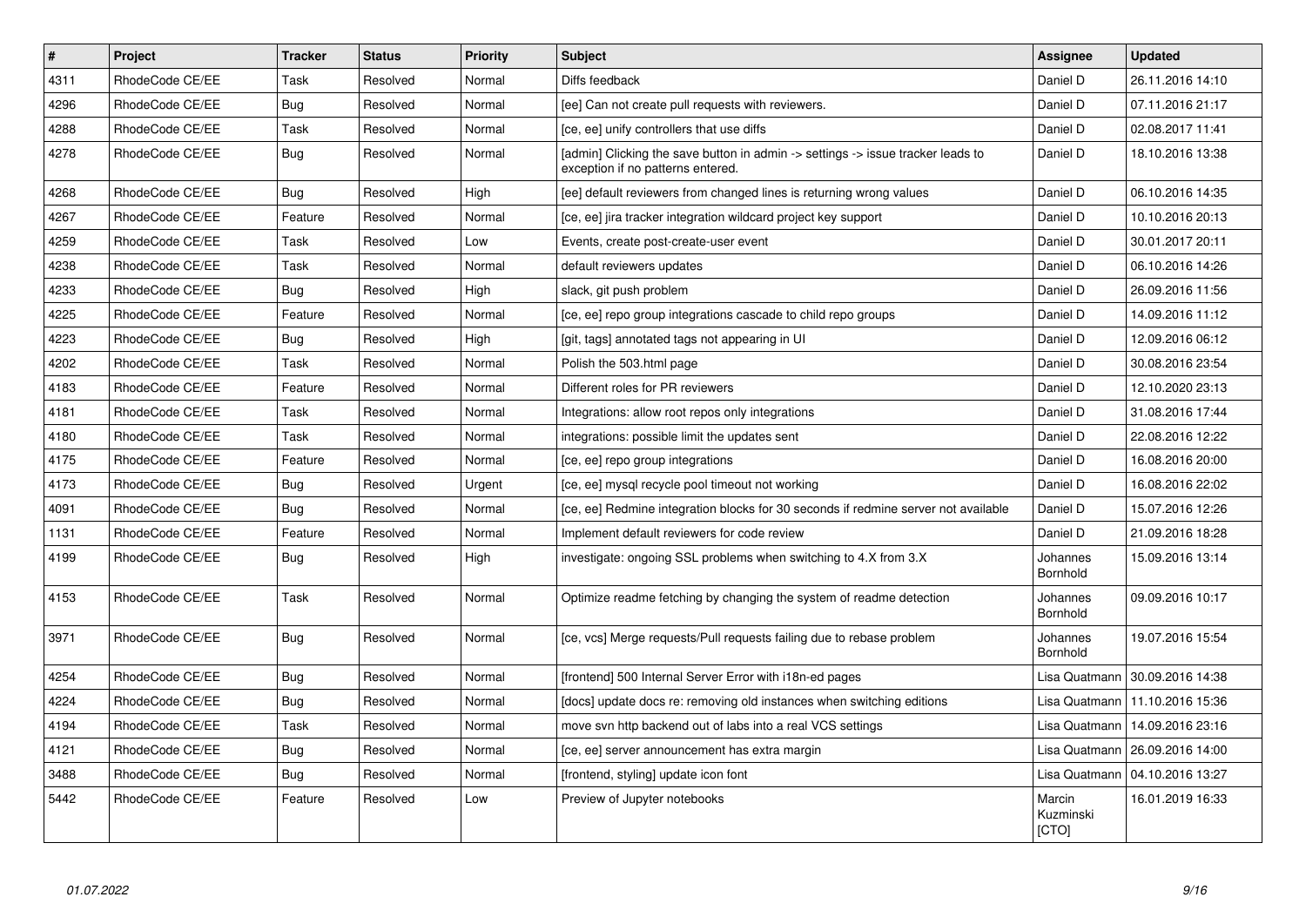| # | Project | Tracker | Status | Priority | Subject | Assignee | Updated |
|---|---|---|---|---|---|---|---|
| 4311 | RhodeCode CE/EE | Task | Resolved | Normal | Diffs feedback | Daniel D | 26.11.2016 14:10 |
| 4296 | RhodeCode CE/EE | Bug | Resolved | Normal | [ee] Can not create pull requests with reviewers. | Daniel D | 07.11.2016 21:17 |
| 4288 | RhodeCode CE/EE | Task | Resolved | Normal | [ce, ee] unify controllers that use diffs | Daniel D | 02.08.2017 11:41 |
| 4278 | RhodeCode CE/EE | Bug | Resolved | Normal | [admin] Clicking the save button in admin -> settings -> issue tracker leads to exception if no patterns entered. | Daniel D | 18.10.2016 13:38 |
| 4268 | RhodeCode CE/EE | Bug | Resolved | High | [ee] default reviewers from changed lines is returning wrong values | Daniel D | 06.10.2016 14:35 |
| 4267 | RhodeCode CE/EE | Feature | Resolved | Normal | [ce, ee] jira tracker integration wildcard project key support | Daniel D | 10.10.2016 20:13 |
| 4259 | RhodeCode CE/EE | Task | Resolved | Low | Events, create post-create-user event | Daniel D | 30.01.2017 20:11 |
| 4238 | RhodeCode CE/EE | Task | Resolved | Normal | default reviewers updates | Daniel D | 06.10.2016 14:26 |
| 4233 | RhodeCode CE/EE | Bug | Resolved | High | slack, git push problem | Daniel D | 26.09.2016 11:56 |
| 4225 | RhodeCode CE/EE | Feature | Resolved | Normal | [ce, ee] repo group integrations cascade to child repo groups | Daniel D | 14.09.2016 11:12 |
| 4223 | RhodeCode CE/EE | Bug | Resolved | High | [git, tags] annotated tags not appearing in UI | Daniel D | 12.09.2016 06:12 |
| 4202 | RhodeCode CE/EE | Task | Resolved | Normal | Polish the 503.html page | Daniel D | 30.08.2016 23:54 |
| 4183 | RhodeCode CE/EE | Feature | Resolved | Normal | Different roles for PR reviewers | Daniel D | 12.10.2020 23:13 |
| 4181 | RhodeCode CE/EE | Task | Resolved | Normal | Integrations: allow root repos only integrations | Daniel D | 31.08.2016 17:44 |
| 4180 | RhodeCode CE/EE | Task | Resolved | Normal | integrations: possible limit the updates sent | Daniel D | 22.08.2016 12:22 |
| 4175 | RhodeCode CE/EE | Feature | Resolved | Normal | [ce, ee] repo group integrations | Daniel D | 16.08.2016 20:00 |
| 4173 | RhodeCode CE/EE | Bug | Resolved | Urgent | [ce, ee] mysql recycle pool timeout not working | Daniel D | 16.08.2016 22:02 |
| 4091 | RhodeCode CE/EE | Bug | Resolved | Normal | [ce, ee] Redmine integration blocks for 30 seconds if redmine server not available | Daniel D | 15.07.2016 12:26 |
| 1131 | RhodeCode CE/EE | Feature | Resolved | Normal | Implement default reviewers for code review | Daniel D | 21.09.2016 18:28 |
| 4199 | RhodeCode CE/EE | Bug | Resolved | High | investigate: ongoing SSL problems when switching to 4.X from 3.X | Johannes Bornhold | 15.09.2016 13:14 |
| 4153 | RhodeCode CE/EE | Task | Resolved | Normal | Optimize readme fetching by changing the system of readme detection | Johannes Bornhold | 09.09.2016 10:17 |
| 3971 | RhodeCode CE/EE | Bug | Resolved | Normal | [ce, vcs] Merge requests/Pull requests failing due to rebase problem | Johannes Bornhold | 19.07.2016 15:54 |
| 4254 | RhodeCode CE/EE | Bug | Resolved | Normal | [frontend] 500 Internal Server Error with i18n-ed pages | Lisa Quatmann | 30.09.2016 14:38 |
| 4224 | RhodeCode CE/EE | Bug | Resolved | Normal | [docs] update docs re: removing old instances when switching editions | Lisa Quatmann | 11.10.2016 15:36 |
| 4194 | RhodeCode CE/EE | Task | Resolved | Normal | move svn http backend out of labs into a real VCS settings | Lisa Quatmann | 14.09.2016 23:16 |
| 4121 | RhodeCode CE/EE | Bug | Resolved | Normal | [ce, ee] server announcement has extra margin | Lisa Quatmann | 26.09.2016 14:00 |
| 3488 | RhodeCode CE/EE | Bug | Resolved | Normal | [frontend, styling] update icon font | Lisa Quatmann | 04.10.2016 13:27 |
| 5442 | RhodeCode CE/EE | Feature | Resolved | Low | Preview of Jupyter notebooks | Marcin Kuzminski [CTO] | 16.01.2019 16:33 |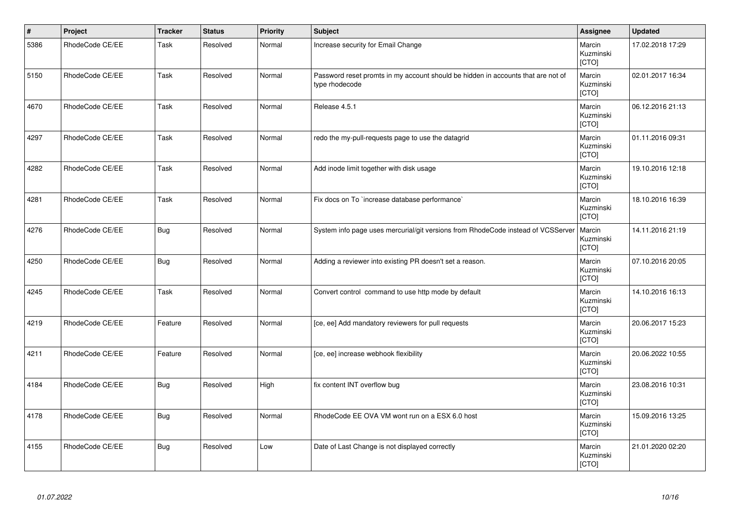| # | Project | Tracker | Status | Priority | Subject | Assignee | Updated |
|---|---|---|---|---|---|---|---|
| 5386 | RhodeCode CE/EE | Task | Resolved | Normal | Increase security for Email Change | Marcin Kuzminski [CTO] | 17.02.2018 17:29 |
| 5150 | RhodeCode CE/EE | Task | Resolved | Normal | Password reset promts in my account should be hidden in accounts that are not of type rhodecode | Marcin Kuzminski [CTO] | 02.01.2017 16:34 |
| 4670 | RhodeCode CE/EE | Task | Resolved | Normal | Release 4.5.1 | Marcin Kuzminski [CTO] | 06.12.2016 21:13 |
| 4297 | RhodeCode CE/EE | Task | Resolved | Normal | redo the my-pull-requests page to use the datagrid | Marcin Kuzminski [CTO] | 01.11.2016 09:31 |
| 4282 | RhodeCode CE/EE | Task | Resolved | Normal | Add inode limit together with disk usage | Marcin Kuzminski [CTO] | 19.10.2016 12:18 |
| 4281 | RhodeCode CE/EE | Task | Resolved | Normal | Fix docs on To `increase database performance` | Marcin Kuzminski [CTO] | 18.10.2016 16:39 |
| 4276 | RhodeCode CE/EE | Bug | Resolved | Normal | System info page uses mercurial/git versions from RhodeCode instead of VCSServer | Marcin Kuzminski [CTO] | 14.11.2016 21:19 |
| 4250 | RhodeCode CE/EE | Bug | Resolved | Normal | Adding a reviewer into existing PR doesn't set a reason. | Marcin Kuzminski [CTO] | 07.10.2016 20:05 |
| 4245 | RhodeCode CE/EE | Task | Resolved | Normal | Convert control command to use http mode by default | Marcin Kuzminski [CTO] | 14.10.2016 16:13 |
| 4219 | RhodeCode CE/EE | Feature | Resolved | Normal | [ce, ee] Add mandatory reviewers for pull requests | Marcin Kuzminski [CTO] | 20.06.2017 15:23 |
| 4211 | RhodeCode CE/EE | Feature | Resolved | Normal | [ce, ee] increase webhook flexibility | Marcin Kuzminski [CTO] | 20.06.2022 10:55 |
| 4184 | RhodeCode CE/EE | Bug | Resolved | High | fix content INT overflow bug | Marcin Kuzminski [CTO] | 23.08.2016 10:31 |
| 4178 | RhodeCode CE/EE | Bug | Resolved | Normal | RhodeCode EE OVA VM wont run on a ESX 6.0 host | Marcin Kuzminski [CTO] | 15.09.2016 13:25 |
| 4155 | RhodeCode CE/EE | Bug | Resolved | Low | Date of Last Change is not displayed correctly | Marcin Kuzminski [CTO] | 21.01.2020 02:20 |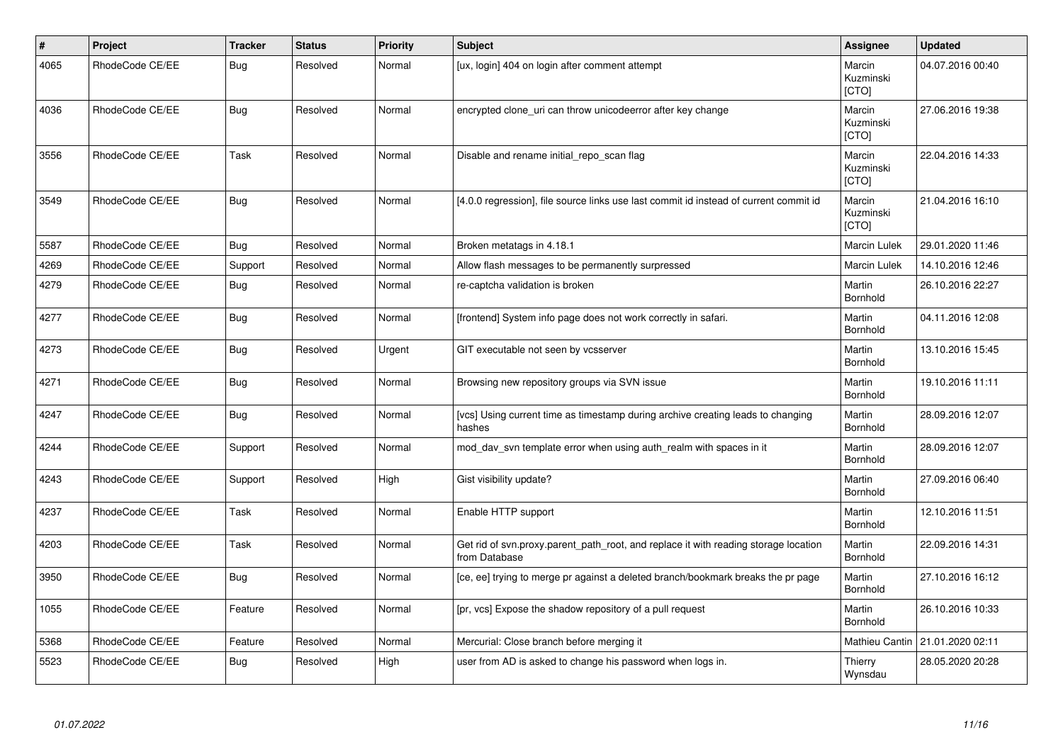| # | Project | Tracker | Status | Priority | Subject | Assignee | Updated |
|---|---|---|---|---|---|---|---|
| 4065 | RhodeCode CE/EE | Bug | Resolved | Normal | [ux, login] 404 on login after comment attempt | Marcin Kuzminski [CTO] | 04.07.2016 00:40 |
| 4036 | RhodeCode CE/EE | Bug | Resolved | Normal | encrypted clone_uri can throw unicodeerror after key change | Marcin Kuzminski [CTO] | 27.06.2016 19:38 |
| 3556 | RhodeCode CE/EE | Task | Resolved | Normal | Disable and rename initial_repo_scan flag | Marcin Kuzminski [CTO] | 22.04.2016 14:33 |
| 3549 | RhodeCode CE/EE | Bug | Resolved | Normal | [4.0.0 regression], file source links use last commit id instead of current commit id | Marcin Kuzminski [CTO] | 21.04.2016 16:10 |
| 5587 | RhodeCode CE/EE | Bug | Resolved | Normal | Broken metatags in 4.18.1 | Marcin Lulek | 29.01.2020 11:46 |
| 4269 | RhodeCode CE/EE | Support | Resolved | Normal | Allow flash messages to be permanently surpressed | Marcin Lulek | 14.10.2016 12:46 |
| 4279 | RhodeCode CE/EE | Bug | Resolved | Normal | re-captcha validation is broken | Martin Bornhold | 26.10.2016 22:27 |
| 4277 | RhodeCode CE/EE | Bug | Resolved | Normal | [frontend] System info page does not work correctly in safari. | Martin Bornhold | 04.11.2016 12:08 |
| 4273 | RhodeCode CE/EE | Bug | Resolved | Urgent | GIT executable not seen by vcsserver | Martin Bornhold | 13.10.2016 15:45 |
| 4271 | RhodeCode CE/EE | Bug | Resolved | Normal | Browsing new repository groups via SVN issue | Martin Bornhold | 19.10.2016 11:11 |
| 4247 | RhodeCode CE/EE | Bug | Resolved | Normal | [vcs] Using current time as timestamp during archive creating leads to changing hashes | Martin Bornhold | 28.09.2016 12:07 |
| 4244 | RhodeCode CE/EE | Support | Resolved | Normal | mod_dav_svn template error when using auth_realm with spaces in it | Martin Bornhold | 28.09.2016 12:07 |
| 4243 | RhodeCode CE/EE | Support | Resolved | High | Gist visibility update? | Martin Bornhold | 27.09.2016 06:40 |
| 4237 | RhodeCode CE/EE | Task | Resolved | Normal | Enable HTTP support | Martin Bornhold | 12.10.2016 11:51 |
| 4203 | RhodeCode CE/EE | Task | Resolved | Normal | Get rid of svn.proxy.parent_path_root, and replace it with reading storage location from Database | Martin Bornhold | 22.09.2016 14:31 |
| 3950 | RhodeCode CE/EE | Bug | Resolved | Normal | [ce, ee] trying to merge pr against a deleted branch/bookmark breaks the pr page | Martin Bornhold | 27.10.2016 16:12 |
| 1055 | RhodeCode CE/EE | Feature | Resolved | Normal | [pr, vcs] Expose the shadow repository of a pull request | Martin Bornhold | 26.10.2016 10:33 |
| 5368 | RhodeCode CE/EE | Feature | Resolved | Normal | Mercurial: Close branch before merging it | Mathieu Cantin | 21.01.2020 02:11 |
| 5523 | RhodeCode CE/EE | Bug | Resolved | High | user from AD is asked to change his password when logs in. | Thierry Wynsdau | 28.05.2020 20:28 |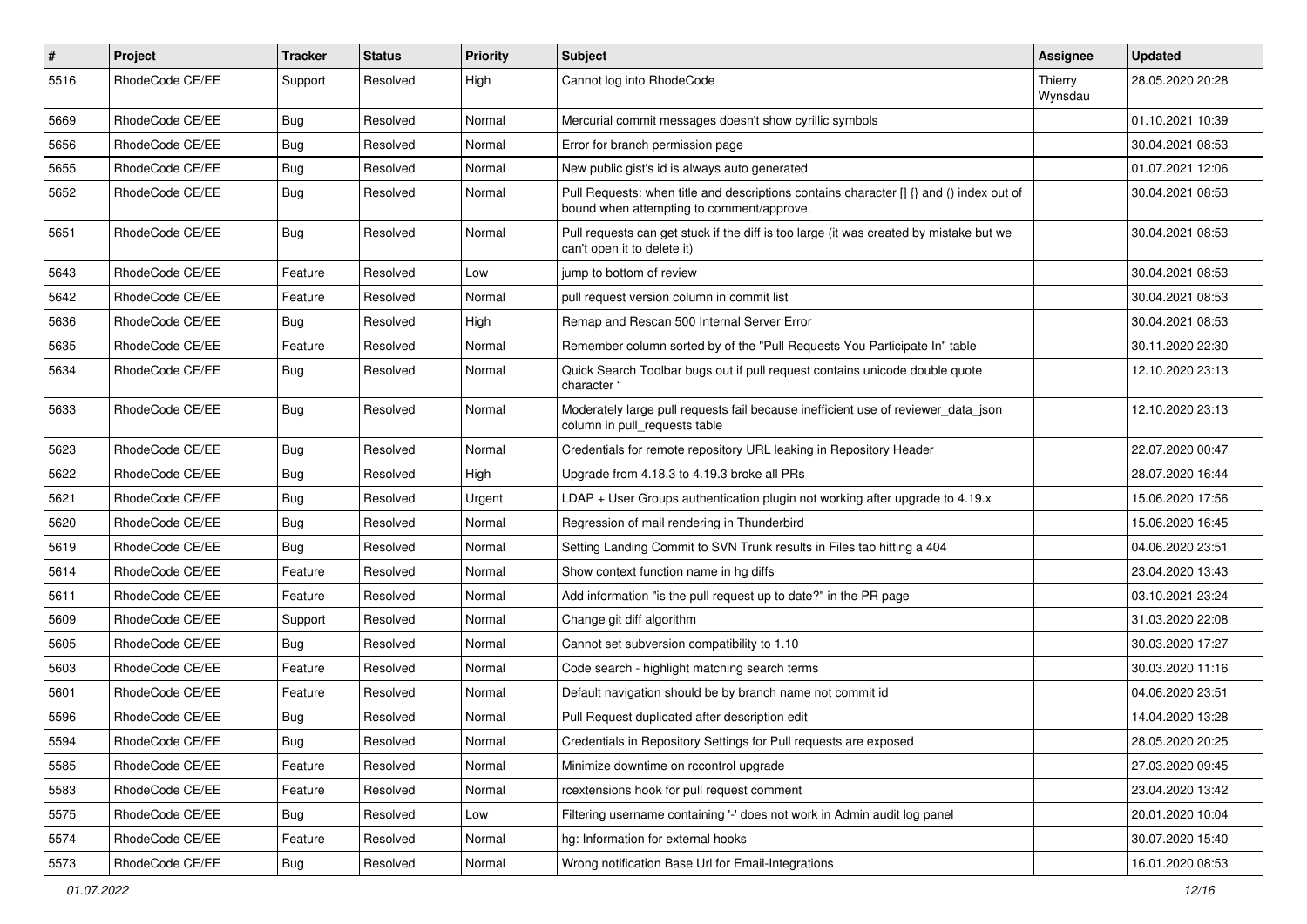| # | Project | Tracker | Status | Priority | Subject | Assignee | Updated |
|---|---|---|---|---|---|---|---|
| 5516 | RhodeCode CE/EE | Support | Resolved | High | Cannot log into RhodeCode | Thierry Wynsdau | 28.05.2020 20:28 |
| 5669 | RhodeCode CE/EE | Bug | Resolved | Normal | Mercurial commit messages doesn't show cyrillic symbols | | 01.10.2021 10:39 |
| 5656 | RhodeCode CE/EE | Bug | Resolved | Normal | Error for branch permission page | | 30.04.2021 08:53 |
| 5655 | RhodeCode CE/EE | Bug | Resolved | Normal | New public gist's id is always auto generated | | 01.07.2021 12:06 |
| 5652 | RhodeCode CE/EE | Bug | Resolved | Normal | Pull Requests: when title and descriptions contains character [] {} and () index out of bound when attempting to comment/approve. | | 30.04.2021 08:53 |
| 5651 | RhodeCode CE/EE | Bug | Resolved | Normal | Pull requests can get stuck if the diff is too large (it was created by mistake but we can't open it to delete it) | | 30.04.2021 08:53 |
| 5643 | RhodeCode CE/EE | Feature | Resolved | Low | jump to bottom of review | | 30.04.2021 08:53 |
| 5642 | RhodeCode CE/EE | Feature | Resolved | Normal | pull request version column in commit list | | 30.04.2021 08:53 |
| 5636 | RhodeCode CE/EE | Bug | Resolved | High | Remap and Rescan 500 Internal Server Error | | 30.04.2021 08:53 |
| 5635 | RhodeCode CE/EE | Feature | Resolved | Normal | Remember column sorted by of the "Pull Requests You Participate In" table | | 30.11.2020 22:30 |
| 5634 | RhodeCode CE/EE | Bug | Resolved | Normal | Quick Search Toolbar bugs out if pull request contains unicode double quote character " | | 12.10.2020 23:13 |
| 5633 | RhodeCode CE/EE | Bug | Resolved | Normal | Moderately large pull requests fail because inefficient use of reviewer_data_json column in pull_requests table | | 12.10.2020 23:13 |
| 5623 | RhodeCode CE/EE | Bug | Resolved | Normal | Credentials for remote repository URL leaking in Repository Header | | 22.07.2020 00:47 |
| 5622 | RhodeCode CE/EE | Bug | Resolved | High | Upgrade from 4.18.3 to 4.19.3 broke all PRs | | 28.07.2020 16:44 |
| 5621 | RhodeCode CE/EE | Bug | Resolved | Urgent | LDAP + User Groups authentication plugin not working after upgrade to 4.19.x | | 15.06.2020 17:56 |
| 5620 | RhodeCode CE/EE | Bug | Resolved | Normal | Regression of mail rendering in Thunderbird | | 15.06.2020 16:45 |
| 5619 | RhodeCode CE/EE | Bug | Resolved | Normal | Setting Landing Commit to SVN Trunk results in Files tab hitting a 404 | | 04.06.2020 23:51 |
| 5614 | RhodeCode CE/EE | Feature | Resolved | Normal | Show context function name in hg diffs | | 23.04.2020 13:43 |
| 5611 | RhodeCode CE/EE | Feature | Resolved | Normal | Add information "is the pull request up to date?" in the PR page | | 03.10.2021 23:24 |
| 5609 | RhodeCode CE/EE | Support | Resolved | Normal | Change git diff algorithm | | 31.03.2020 22:08 |
| 5605 | RhodeCode CE/EE | Bug | Resolved | Normal | Cannot set subversion compatibility to 1.10 | | 30.03.2020 17:27 |
| 5603 | RhodeCode CE/EE | Feature | Resolved | Normal | Code search - highlight matching search terms | | 30.03.2020 11:16 |
| 5601 | RhodeCode CE/EE | Feature | Resolved | Normal | Default navigation should be by branch name not commit id | | 04.06.2020 23:51 |
| 5596 | RhodeCode CE/EE | Bug | Resolved | Normal | Pull Request duplicated after description edit | | 14.04.2020 13:28 |
| 5594 | RhodeCode CE/EE | Bug | Resolved | Normal | Credentials in Repository Settings for Pull requests are exposed | | 28.05.2020 20:25 |
| 5585 | RhodeCode CE/EE | Feature | Resolved | Normal | Minimize downtime on rccontrol upgrade | | 27.03.2020 09:45 |
| 5583 | RhodeCode CE/EE | Feature | Resolved | Normal | rcextensions hook for pull request comment | | 23.04.2020 13:42 |
| 5575 | RhodeCode CE/EE | Bug | Resolved | Low | Filtering username containing '-' does not work in Admin audit log panel | | 20.01.2020 10:04 |
| 5574 | RhodeCode CE/EE | Feature | Resolved | Normal | hg: Information for external hooks | | 30.07.2020 15:40 |
| 5573 | RhodeCode CE/EE | Bug | Resolved | Normal | Wrong notification Base Url for Email-Integrations | | 16.01.2020 08:53 |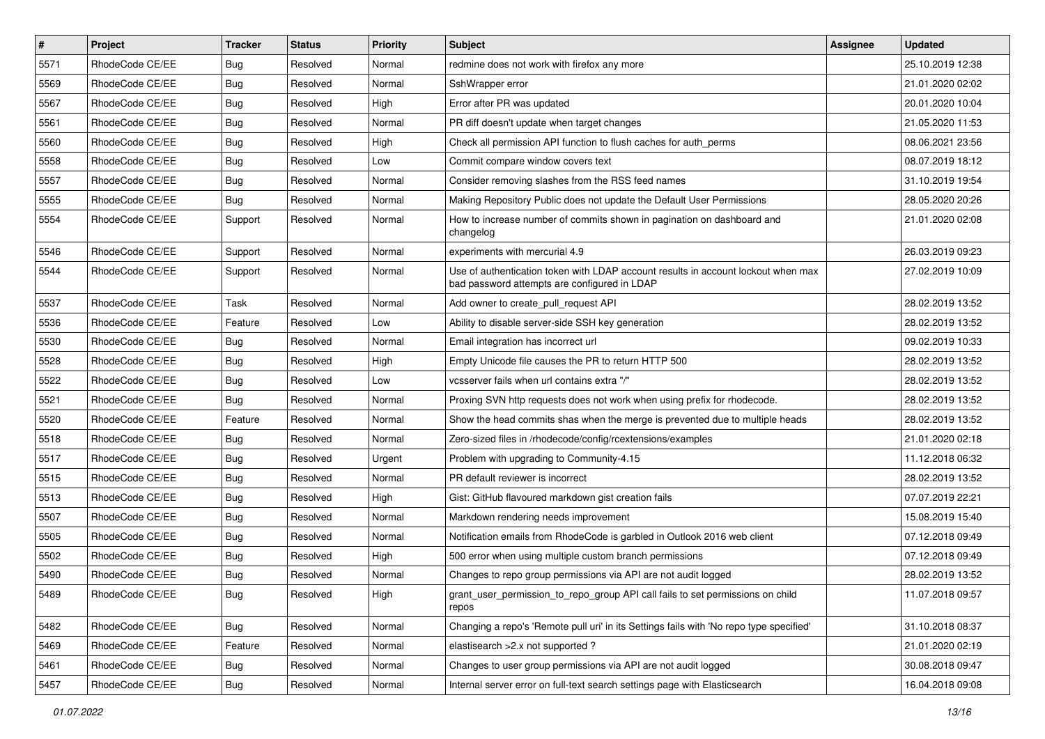| # | Project | Tracker | Status | Priority | Subject | Assignee | Updated |
|---|---|---|---|---|---|---|---|
| 5571 | RhodeCode CE/EE | Bug | Resolved | Normal | redmine does not work with firefox any more | | 25.10.2019 12:38 |
| 5569 | RhodeCode CE/EE | Bug | Resolved | Normal | SshWrapper error | | 21.01.2020 02:02 |
| 5567 | RhodeCode CE/EE | Bug | Resolved | High | Error after PR was updated | | 20.01.2020 10:04 |
| 5561 | RhodeCode CE/EE | Bug | Resolved | Normal | PR diff doesn't update when target changes | | 21.05.2020 11:53 |
| 5560 | RhodeCode CE/EE | Bug | Resolved | High | Check all permission API function to flush caches for auth_perms | | 08.06.2021 23:56 |
| 5558 | RhodeCode CE/EE | Bug | Resolved | Low | Commit compare window covers text | | 08.07.2019 18:12 |
| 5557 | RhodeCode CE/EE | Bug | Resolved | Normal | Consider removing slashes from the RSS feed names | | 31.10.2019 19:54 |
| 5555 | RhodeCode CE/EE | Bug | Resolved | Normal | Making Repository Public does not update the Default User Permissions | | 28.05.2020 20:26 |
| 5554 | RhodeCode CE/EE | Support | Resolved | Normal | How to increase number of commits shown in pagination on dashboard and changelog | | 21.01.2020 02:08 |
| 5546 | RhodeCode CE/EE | Support | Resolved | Normal | experiments with mercurial 4.9 | | 26.03.2019 09:23 |
| 5544 | RhodeCode CE/EE | Support | Resolved | Normal | Use of authentication token with LDAP account results in account lockout when max bad password attempts are configured in LDAP | | 27.02.2019 10:09 |
| 5537 | RhodeCode CE/EE | Task | Resolved | Normal | Add owner to create_pull_request API | | 28.02.2019 13:52 |
| 5536 | RhodeCode CE/EE | Feature | Resolved | Low | Ability to disable server-side SSH key generation | | 28.02.2019 13:52 |
| 5530 | RhodeCode CE/EE | Bug | Resolved | Normal | Email integration has incorrect url | | 09.02.2019 10:33 |
| 5528 | RhodeCode CE/EE | Bug | Resolved | High | Empty Unicode file causes the PR to return HTTP 500 | | 28.02.2019 13:52 |
| 5522 | RhodeCode CE/EE | Bug | Resolved | Low | vcsserver fails when url contains extra "/" | | 28.02.2019 13:52 |
| 5521 | RhodeCode CE/EE | Bug | Resolved | Normal | Proxing SVN http requests does not work when using prefix for rhodecode. | | 28.02.2019 13:52 |
| 5520 | RhodeCode CE/EE | Feature | Resolved | Normal | Show the head commits shas when the merge is prevented due to multiple heads | | 28.02.2019 13:52 |
| 5518 | RhodeCode CE/EE | Bug | Resolved | Normal | Zero-sized files in /rhodecode/config/rcextensions/examples | | 21.01.2020 02:18 |
| 5517 | RhodeCode CE/EE | Bug | Resolved | Urgent | Problem with upgrading to Community-4.15 | | 11.12.2018 06:32 |
| 5515 | RhodeCode CE/EE | Bug | Resolved | Normal | PR default reviewer is incorrect | | 28.02.2019 13:52 |
| 5513 | RhodeCode CE/EE | Bug | Resolved | High | Gist: GitHub flavoured markdown gist creation fails | | 07.07.2019 22:21 |
| 5507 | RhodeCode CE/EE | Bug | Resolved | Normal | Markdown rendering needs improvement | | 15.08.2019 15:40 |
| 5505 | RhodeCode CE/EE | Bug | Resolved | Normal | Notification emails from RhodeCode is garbled in Outlook 2016 web client | | 07.12.2018 09:49 |
| 5502 | RhodeCode CE/EE | Bug | Resolved | High | 500 error when using multiple custom branch permissions | | 07.12.2018 09:49 |
| 5490 | RhodeCode CE/EE | Bug | Resolved | Normal | Changes to repo group permissions via API are not audit logged | | 28.02.2019 13:52 |
| 5489 | RhodeCode CE/EE | Bug | Resolved | High | grant_user_permission_to_repo_group API call fails to set permissions on child repos | | 11.07.2018 09:57 |
| 5482 | RhodeCode CE/EE | Bug | Resolved | Normal | Changing a repo's 'Remote pull uri' in its Settings fails with 'No repo type specified' | | 31.10.2018 08:37 |
| 5469 | RhodeCode CE/EE | Feature | Resolved | Normal | elastisearch >2.x not supported ? | | 21.01.2020 02:19 |
| 5461 | RhodeCode CE/EE | Bug | Resolved | Normal | Changes to user group permissions via API are not audit logged | | 30.08.2018 09:47 |
| 5457 | RhodeCode CE/EE | Bug | Resolved | Normal | Internal server error on full-text search settings page with Elasticsearch | | 16.04.2018 09:08 |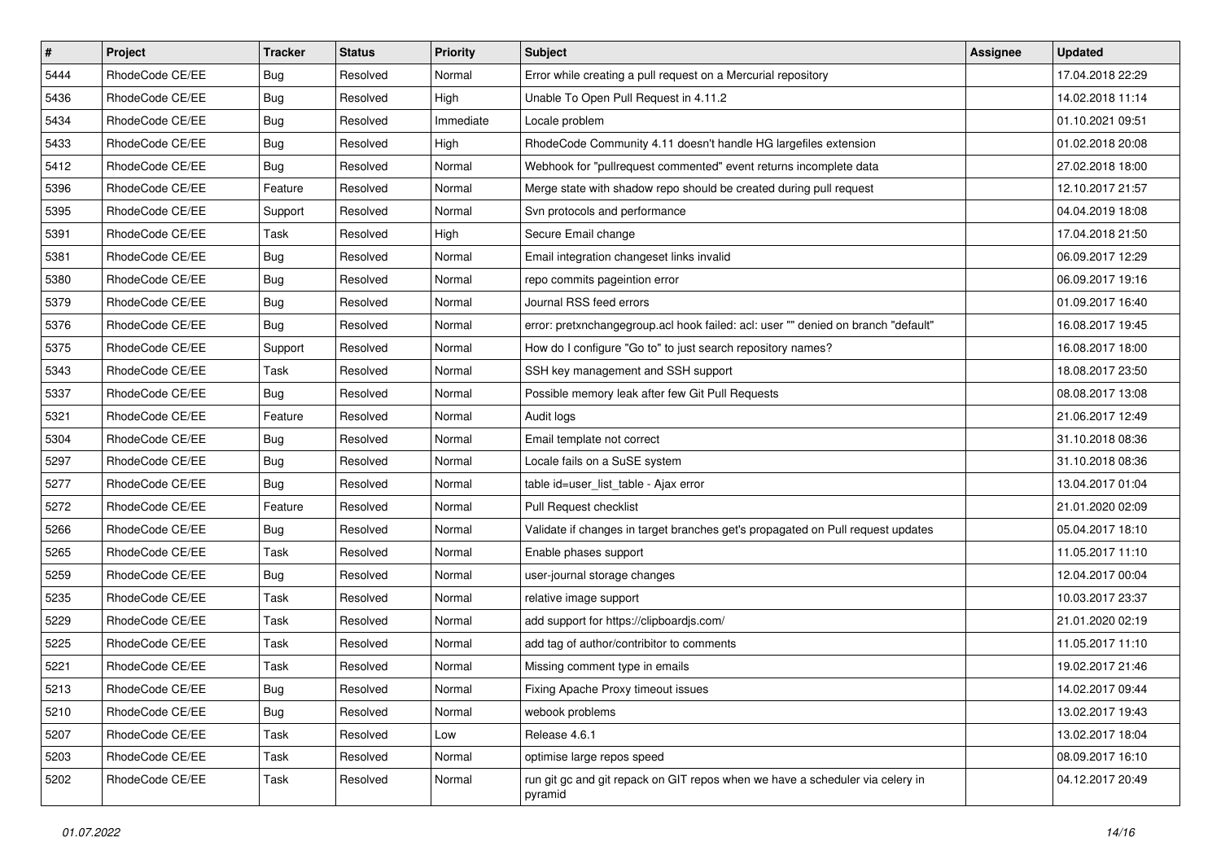| # | Project | Tracker | Status | Priority | Subject | Assignee | Updated |
|---|---|---|---|---|---|---|---|
| 5444 | RhodeCode CE/EE | Bug | Resolved | Normal | Error while creating a pull request on a Mercurial repository | | 17.04.2018 22:29 |
| 5436 | RhodeCode CE/EE | Bug | Resolved | High | Unable To Open Pull Request in 4.11.2 | | 14.02.2018 11:14 |
| 5434 | RhodeCode CE/EE | Bug | Resolved | Immediate | Locale problem | | 01.10.2021 09:51 |
| 5433 | RhodeCode CE/EE | Bug | Resolved | High | RhodeCode Community 4.11 doesn't handle HG largefiles extension | | 01.02.2018 20:08 |
| 5412 | RhodeCode CE/EE | Bug | Resolved | Normal | Webhook for "pullrequest commented" event returns incomplete data | | 27.02.2018 18:00 |
| 5396 | RhodeCode CE/EE | Feature | Resolved | Normal | Merge state with shadow repo should be created during pull request | | 12.10.2017 21:57 |
| 5395 | RhodeCode CE/EE | Support | Resolved | Normal | Svn protocols and performance | | 04.04.2019 18:08 |
| 5391 | RhodeCode CE/EE | Task | Resolved | High | Secure Email change | | 17.04.2018 21:50 |
| 5381 | RhodeCode CE/EE | Bug | Resolved | Normal | Email integration changeset links invalid | | 06.09.2017 12:29 |
| 5380 | RhodeCode CE/EE | Bug | Resolved | Normal | repo commits pageintion error | | 06.09.2017 19:16 |
| 5379 | RhodeCode CE/EE | Bug | Resolved | Normal | Journal RSS feed errors | | 01.09.2017 16:40 |
| 5376 | RhodeCode CE/EE | Bug | Resolved | Normal | error: pretxnchangegroup.acl hook failed: acl: user "" denied on branch "default" | | 16.08.2017 19:45 |
| 5375 | RhodeCode CE/EE | Support | Resolved | Normal | How do I configure "Go to" to just search repository names? | | 16.08.2017 18:00 |
| 5343 | RhodeCode CE/EE | Task | Resolved | Normal | SSH key management and SSH support | | 18.08.2017 23:50 |
| 5337 | RhodeCode CE/EE | Bug | Resolved | Normal | Possible memory leak after few Git Pull Requests | | 08.08.2017 13:08 |
| 5321 | RhodeCode CE/EE | Feature | Resolved | Normal | Audit logs | | 21.06.2017 12:49 |
| 5304 | RhodeCode CE/EE | Bug | Resolved | Normal | Email template not correct | | 31.10.2018 08:36 |
| 5297 | RhodeCode CE/EE | Bug | Resolved | Normal | Locale fails on a SuSE system | | 31.10.2018 08:36 |
| 5277 | RhodeCode CE/EE | Bug | Resolved | Normal | table id=user_list_table - Ajax error | | 13.04.2017 01:04 |
| 5272 | RhodeCode CE/EE | Feature | Resolved | Normal | Pull Request checklist | | 21.01.2020 02:09 |
| 5266 | RhodeCode CE/EE | Bug | Resolved | Normal | Validate if changes in target branches get's propagated on Pull request updates | | 05.04.2017 18:10 |
| 5265 | RhodeCode CE/EE | Task | Resolved | Normal | Enable phases support | | 11.05.2017 11:10 |
| 5259 | RhodeCode CE/EE | Bug | Resolved | Normal | user-journal storage changes | | 12.04.2017 00:04 |
| 5235 | RhodeCode CE/EE | Task | Resolved | Normal | relative image support | | 10.03.2017 23:37 |
| 5229 | RhodeCode CE/EE | Task | Resolved | Normal | add support for https://clipboardjs.com/ | | 21.01.2020 02:19 |
| 5225 | RhodeCode CE/EE | Task | Resolved | Normal | add tag of author/contribitor to comments | | 11.05.2017 11:10 |
| 5221 | RhodeCode CE/EE | Task | Resolved | Normal | Missing comment type in emails | | 19.02.2017 21:46 |
| 5213 | RhodeCode CE/EE | Bug | Resolved | Normal | Fixing Apache Proxy timeout issues | | 14.02.2017 09:44 |
| 5210 | RhodeCode CE/EE | Bug | Resolved | Normal | webook problems | | 13.02.2017 19:43 |
| 5207 | RhodeCode CE/EE | Task | Resolved | Low | Release 4.6.1 | | 13.02.2017 18:04 |
| 5203 | RhodeCode CE/EE | Task | Resolved | Normal | optimise large repos speed | | 08.09.2017 16:10 |
| 5202 | RhodeCode CE/EE | Task | Resolved | Normal | run git gc and git repack on GIT repos when we have a scheduler via celery in pyramid | | 04.12.2017 20:49 |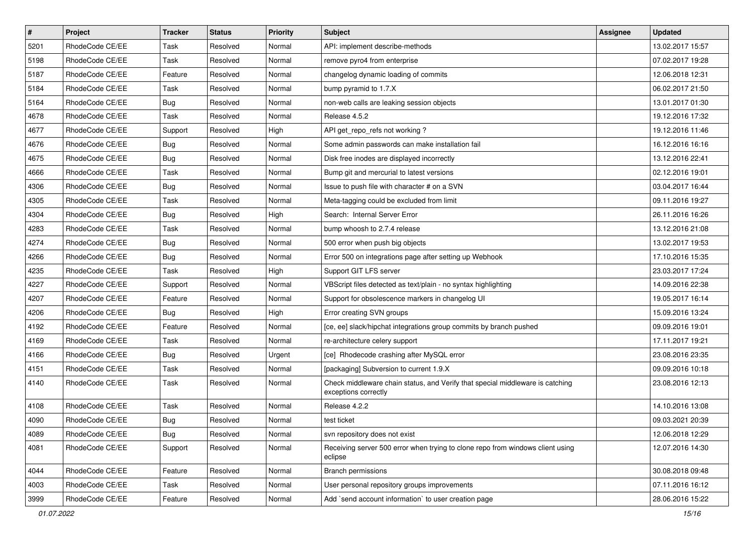| # | Project | Tracker | Status | Priority | Subject | Assignee | Updated |
|---|---|---|---|---|---|---|---|
| 5201 | RhodeCode CE/EE | Task | Resolved | Normal | API: implement describe-methods | | 13.02.2017 15:57 |
| 5198 | RhodeCode CE/EE | Task | Resolved | Normal | remove pyro4 from enterprise | | 07.02.2017 19:28 |
| 5187 | RhodeCode CE/EE | Feature | Resolved | Normal | changelog dynamic loading of commits | | 12.06.2018 12:31 |
| 5184 | RhodeCode CE/EE | Task | Resolved | Normal | bump pyramid to 1.7.X | | 06.02.2017 21:50 |
| 5164 | RhodeCode CE/EE | Bug | Resolved | Normal | non-web calls are leaking session objects | | 13.01.2017 01:30 |
| 4678 | RhodeCode CE/EE | Task | Resolved | Normal | Release 4.5.2 | | 19.12.2016 17:32 |
| 4677 | RhodeCode CE/EE | Support | Resolved | High | API get_repo_refs not working ? | | 19.12.2016 11:46 |
| 4676 | RhodeCode CE/EE | Bug | Resolved | Normal | Some admin passwords can make installation fail | | 16.12.2016 16:16 |
| 4675 | RhodeCode CE/EE | Bug | Resolved | Normal | Disk free inodes are displayed incorrectly | | 13.12.2016 22:41 |
| 4666 | RhodeCode CE/EE | Task | Resolved | Normal | Bump git and mercurial to latest versions | | 02.12.2016 19:01 |
| 4306 | RhodeCode CE/EE | Bug | Resolved | Normal | Issue to push file with character # on a SVN | | 03.04.2017 16:44 |
| 4305 | RhodeCode CE/EE | Task | Resolved | Normal | Meta-tagging could be excluded from limit | | 09.11.2016 19:27 |
| 4304 | RhodeCode CE/EE | Bug | Resolved | High | Search: Internal Server Error | | 26.11.2016 16:26 |
| 4283 | RhodeCode CE/EE | Task | Resolved | Normal | bump whoosh to 2.7.4 release | | 13.12.2016 21:08 |
| 4274 | RhodeCode CE/EE | Bug | Resolved | Normal | 500 error when push big objects | | 13.02.2017 19:53 |
| 4266 | RhodeCode CE/EE | Bug | Resolved | Normal | Error 500 on integrations page after setting up Webhook | | 17.10.2016 15:35 |
| 4235 | RhodeCode CE/EE | Task | Resolved | High | Support GIT LFS server | | 23.03.2017 17:24 |
| 4227 | RhodeCode CE/EE | Support | Resolved | Normal | VBScript files detected as text/plain - no syntax highlighting | | 14.09.2016 22:38 |
| 4207 | RhodeCode CE/EE | Feature | Resolved | Normal | Support for obsolescence markers in changelog UI | | 19.05.2017 16:14 |
| 4206 | RhodeCode CE/EE | Bug | Resolved | High | Error creating SVN groups | | 15.09.2016 13:24 |
| 4192 | RhodeCode CE/EE | Feature | Resolved | Normal | [ce, ee] slack/hipchat integrations group commits by branch pushed | | 09.09.2016 19:01 |
| 4169 | RhodeCode CE/EE | Task | Resolved | Normal | re-architecture celery support | | 17.11.2017 19:21 |
| 4166 | RhodeCode CE/EE | Bug | Resolved | Urgent | [ce] Rhodecode crashing after MySQL error | | 23.08.2016 23:35 |
| 4151 | RhodeCode CE/EE | Task | Resolved | Normal | [packaging] Subversion to current 1.9.X | | 09.09.2016 10:18 |
| 4140 | RhodeCode CE/EE | Task | Resolved | Normal | Check middleware chain status, and Verify that special middleware is catching exceptions correctly | | 23.08.2016 12:13 |
| 4108 | RhodeCode CE/EE | Task | Resolved | Normal | Release 4.2.2 | | 14.10.2016 13:08 |
| 4090 | RhodeCode CE/EE | Bug | Resolved | Normal | test ticket | | 09.03.2021 20:39 |
| 4089 | RhodeCode CE/EE | Bug | Resolved | Normal | svn repository does not exist | | 12.06.2018 12:29 |
| 4081 | RhodeCode CE/EE | Support | Resolved | Normal | Receiving server 500 error when trying to clone repo from windows client using eclipse | | 12.07.2016 14:30 |
| 4044 | RhodeCode CE/EE | Feature | Resolved | Normal | Branch permissions | | 30.08.2018 09:48 |
| 4003 | RhodeCode CE/EE | Task | Resolved | Normal | User personal repository groups improvements | | 07.11.2016 16:12 |
| 3999 | RhodeCode CE/EE | Feature | Resolved | Normal | Add `send account information` to user creation page | | 28.06.2016 15:22 |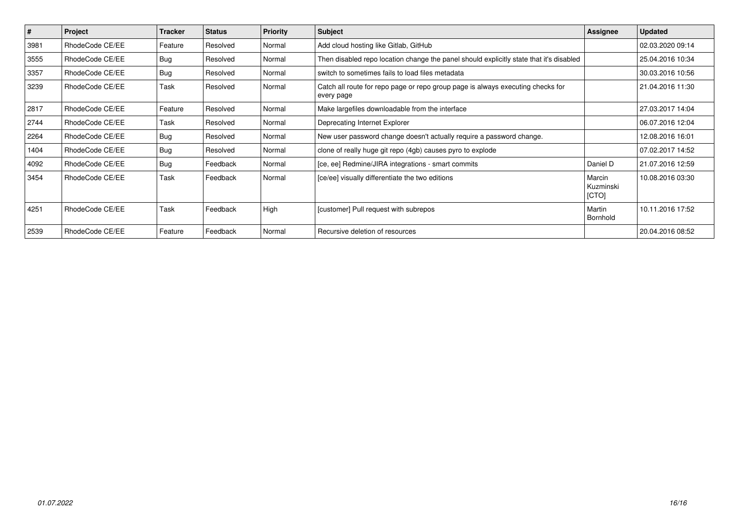| # | Project | Tracker | Status | Priority | Subject | Assignee | Updated |
|---|---|---|---|---|---|---|---|
| 3981 | RhodeCode CE/EE | Feature | Resolved | Normal | Add cloud hosting like Gitlab, GitHub | | 02.03.2020 09:14 |
| 3555 | RhodeCode CE/EE | Bug | Resolved | Normal | Then disabled repo location change the panel should explicitly state that it's disabled | | 25.04.2016 10:34 |
| 3357 | RhodeCode CE/EE | Bug | Resolved | Normal | switch to sometimes fails to load files metadata | | 30.03.2016 10:56 |
| 3239 | RhodeCode CE/EE | Task | Resolved | Normal | Catch all route for repo page or repo group page is always executing checks for every page | | 21.04.2016 11:30 |
| 2817 | RhodeCode CE/EE | Feature | Resolved | Normal | Make largefiles downloadable from the interface | | 27.03.2017 14:04 |
| 2744 | RhodeCode CE/EE | Task | Resolved | Normal | Deprecating Internet Explorer | | 06.07.2016 12:04 |
| 2264 | RhodeCode CE/EE | Bug | Resolved | Normal | New user password change doesn't actually require a password change. | | 12.08.2016 16:01 |
| 1404 | RhodeCode CE/EE | Bug | Resolved | Normal | clone of really huge git repo (4gb) causes pyro to explode | | 07.02.2017 14:52 |
| 4092 | RhodeCode CE/EE | Bug | Feedback | Normal | [ce, ee] Redmine/JIRA integrations - smart commits | Daniel D | 21.07.2016 12:59 |
| 3454 | RhodeCode CE/EE | Task | Feedback | Normal | [ce/ee] visually differentiate the two editions | Marcin Kuzminski [CTO] | 10.08.2016 03:30 |
| 4251 | RhodeCode CE/EE | Task | Feedback | High | [customer] Pull request with subrepos | Martin Bornhold | 10.11.2016 17:52 |
| 2539 | RhodeCode CE/EE | Feature | Feedback | Normal | Recursive deletion of resources | | 20.04.2016 08:52 |